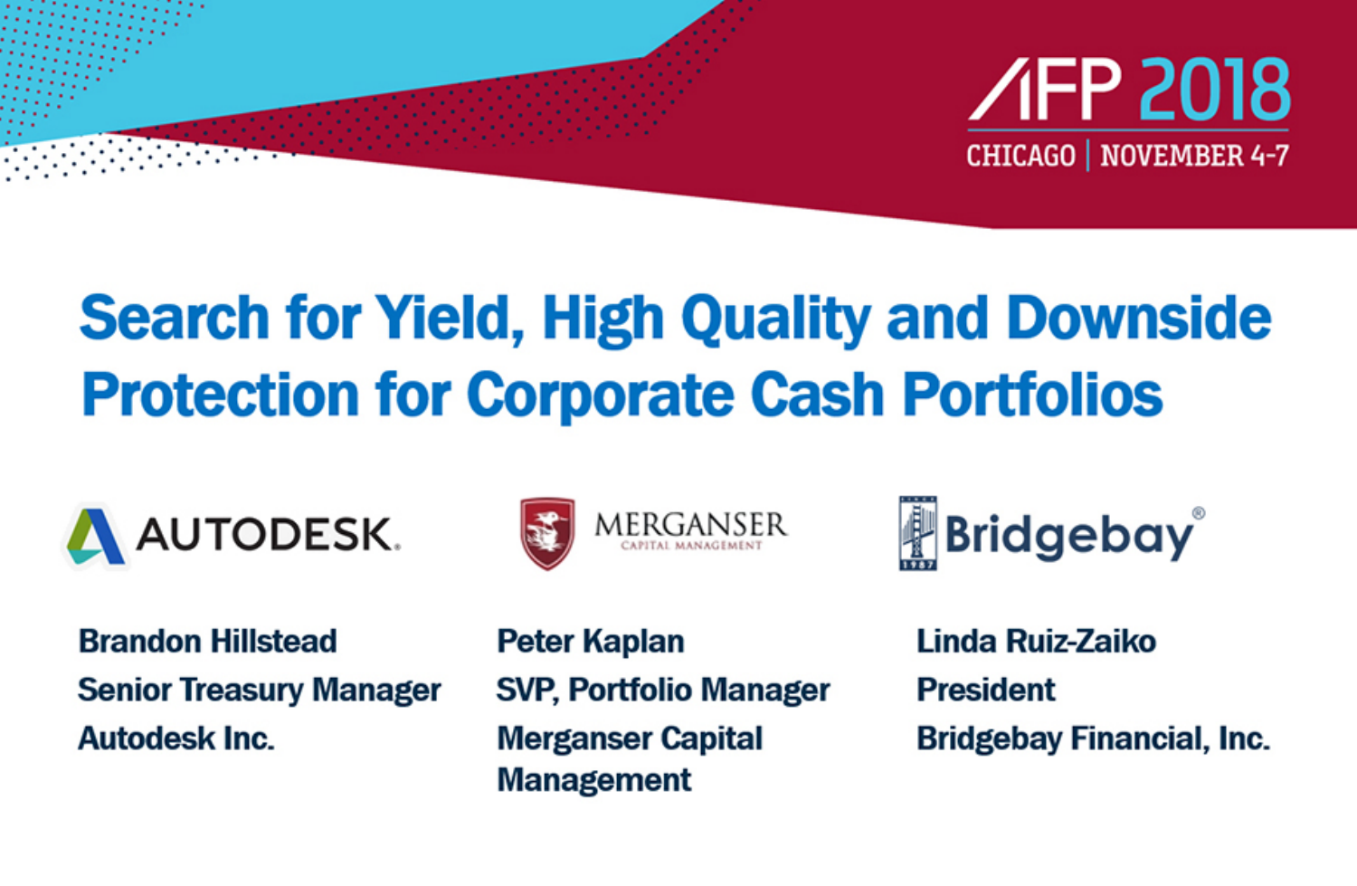AFP 2018

CHICAGO | NOVEMBER 4-7

# Search for Yield, High Quality and Downside Protection for Corporate Cash Portfolios

AUTODESK.

**Brandon Hillstead**
**Senior Treasury Manager**
**Autodesk Inc.**

MERGANSER CAPITAL MANAGEMENT

**Peter Kaplan**
**SVP, Portfolio Manager**
**Merganser Capital Management**

Bridgebay®

**Linda Ruiz-Zaiko**
**President**
**Bridgebay Financial, Inc.**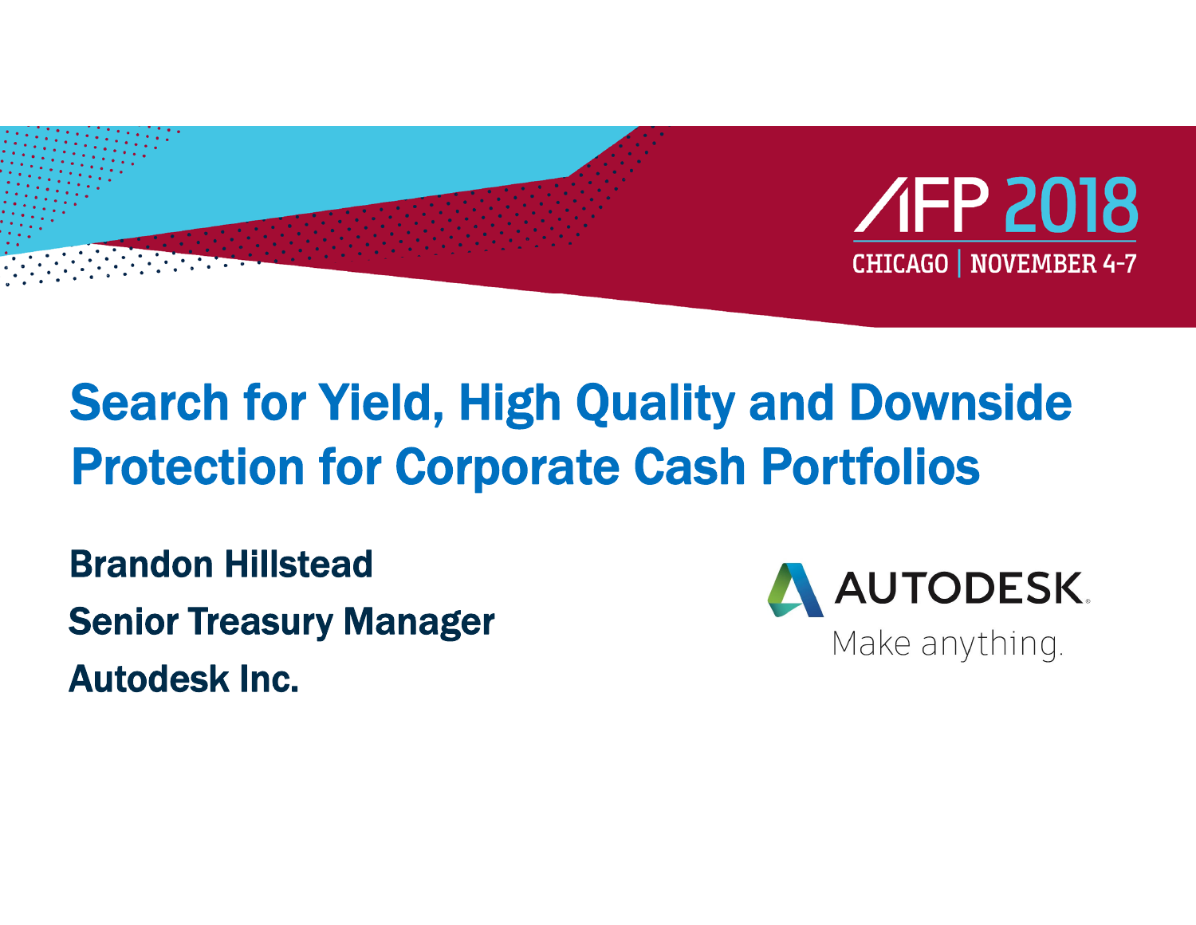AFP 2018

CHICAGO | NOVEMBER 4-7

# Search for Yield, High Quality and Downside Protection for Corporate Cash Portfolios

**Brandon Hillstead**

**Senior Treasury Manager**

**Autodesk Inc.**

AUTODESK.

Make anything.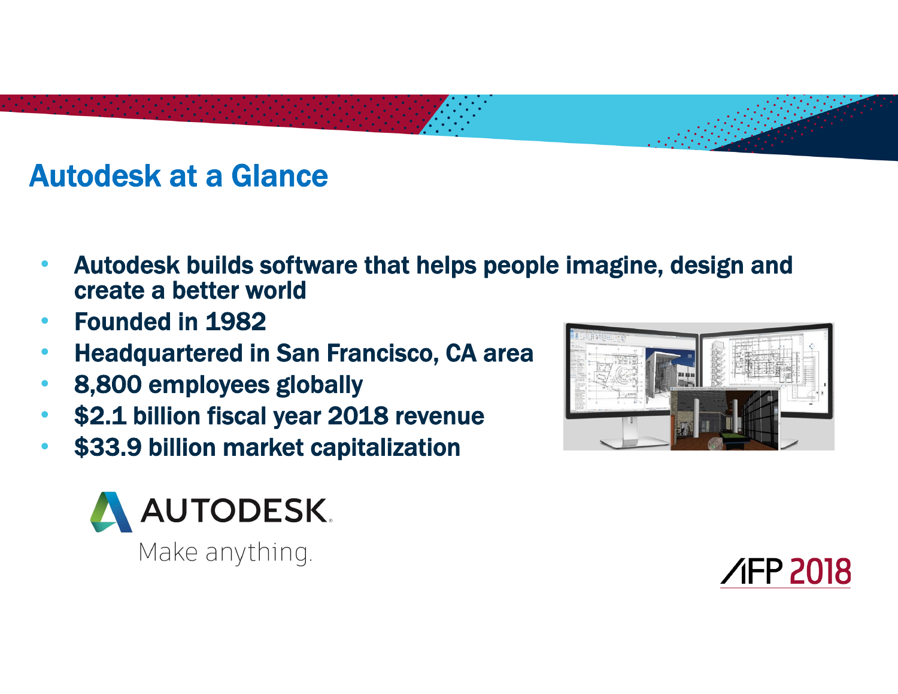# Autodesk at a Glance

- Autodesk builds software that helps people imagine, design and create a better world
- Founded in 1982
- Headquartered in San Francisco, CA area
- 8,800 employees globally
- $2.1 billion fiscal year 2018 revenue
- $33.9 billion market capitalization

AUTODESK

Make anything.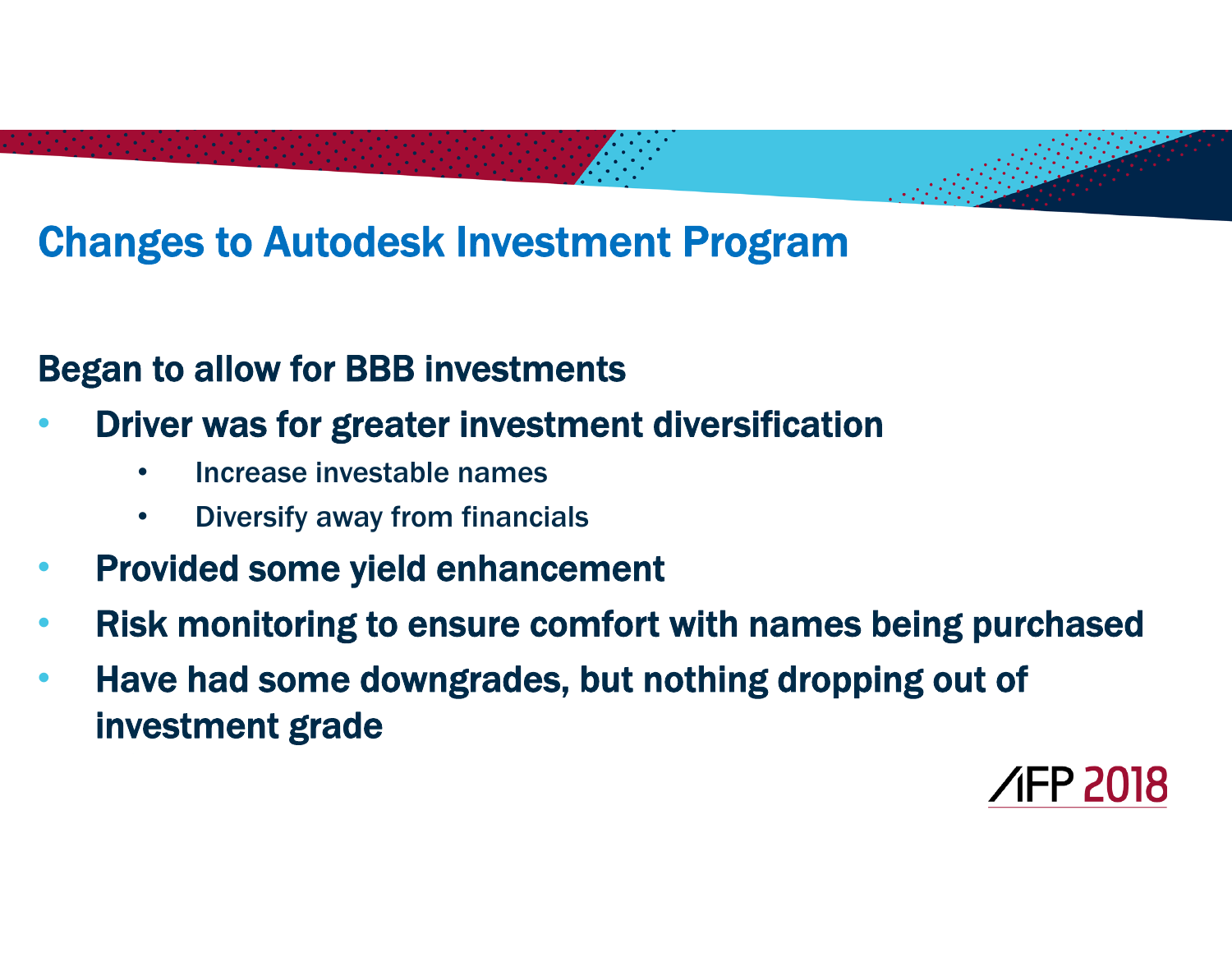## Changes to Autodesk Investment Program

**Began to allow for BBB investments**

- **Driver was for greater investment diversification**
  - Increase investable names
  - Diversify away from financials
- **Provided some yield enhancement**
- **Risk monitoring to ensure comfort with names being purchased**
- **Have had some downgrades, but nothing dropping out of investment grade**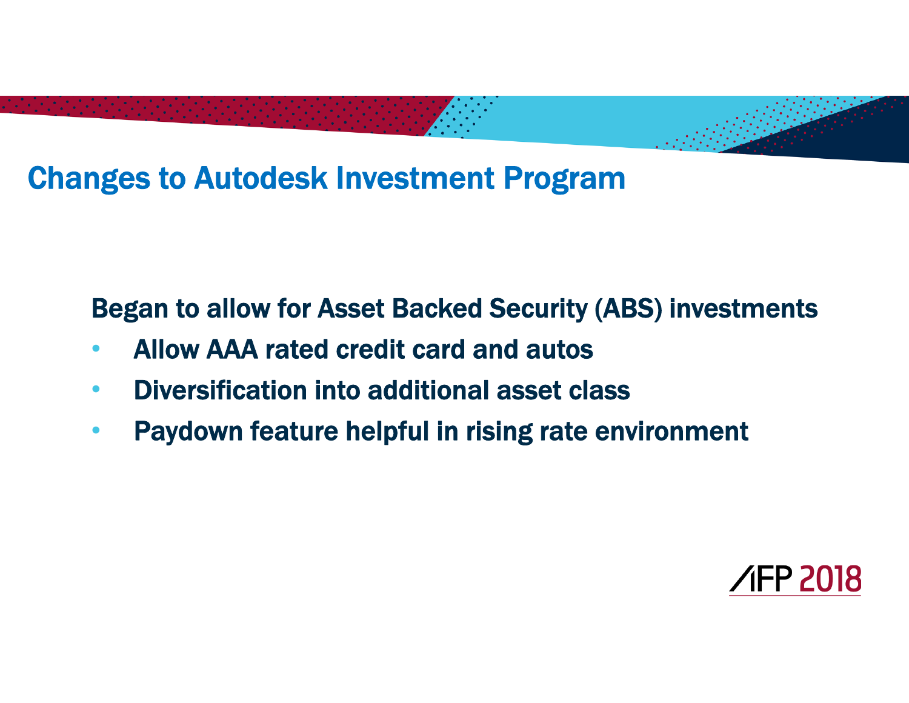# Changes to Autodesk Investment Program

**Began to allow for Asset Backed Security (ABS) investments**

- **Allow AAA rated credit card and autos**
- **Diversification into additional asset class**
- **Paydown feature helpful in rising rate environment**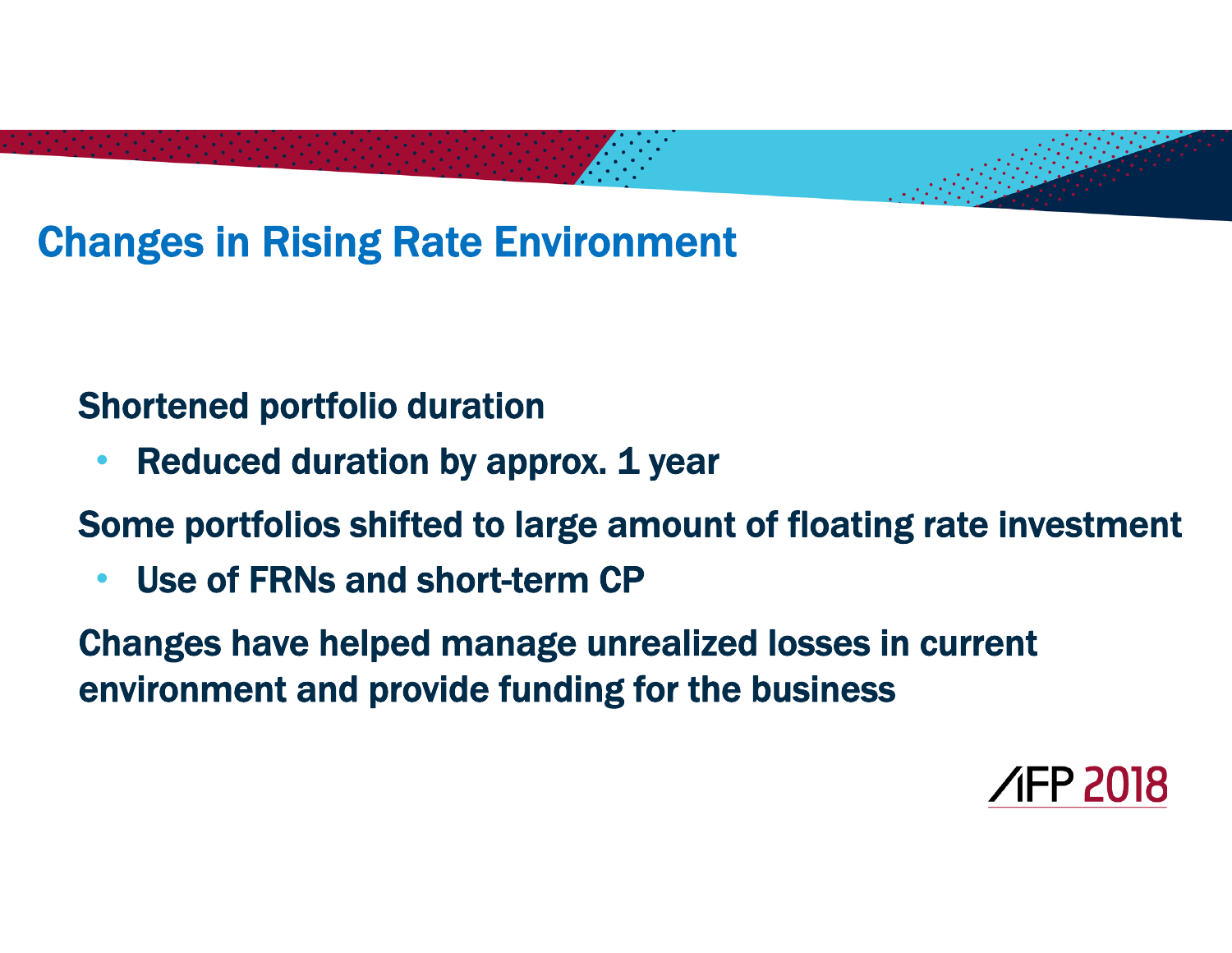## Changes in Rising Rate Environment

**Shortened portfolio duration**

- **Reduced duration by approx. 1 year**

**Some portfolios shifted to large amount of floating rate investment**

- **Use of FRNs and short-term CP**

**Changes have helped manage unrealized losses in current environment and provide funding for the business**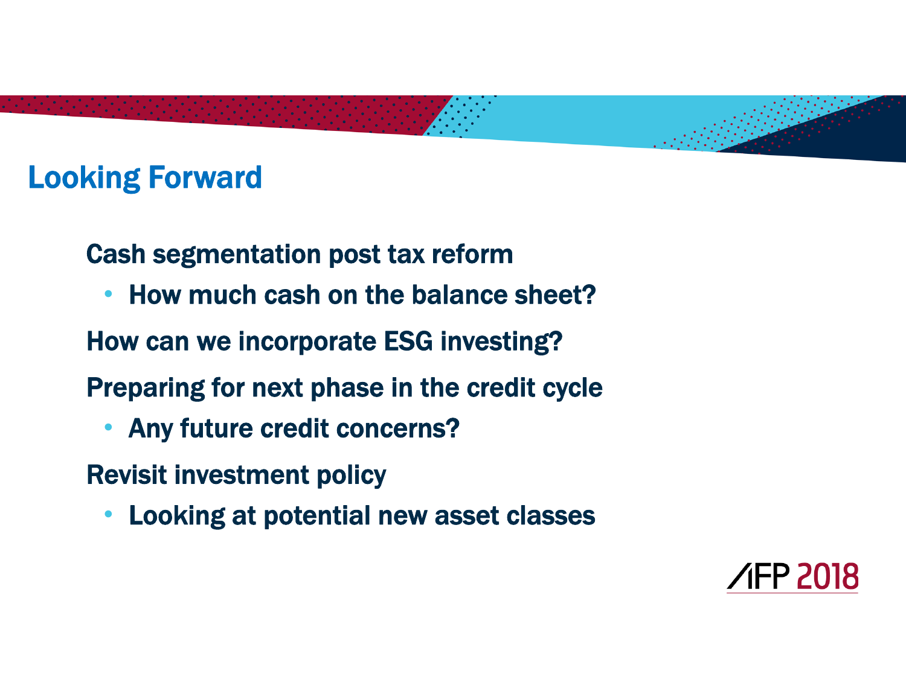# Looking Forward

Cash segmentation post tax reform

- How much cash on the balance sheet?

How can we incorporate ESG investing?

Preparing for next phase in the credit cycle

- Any future credit concerns?

Revisit investment policy

- Looking at potential new asset classes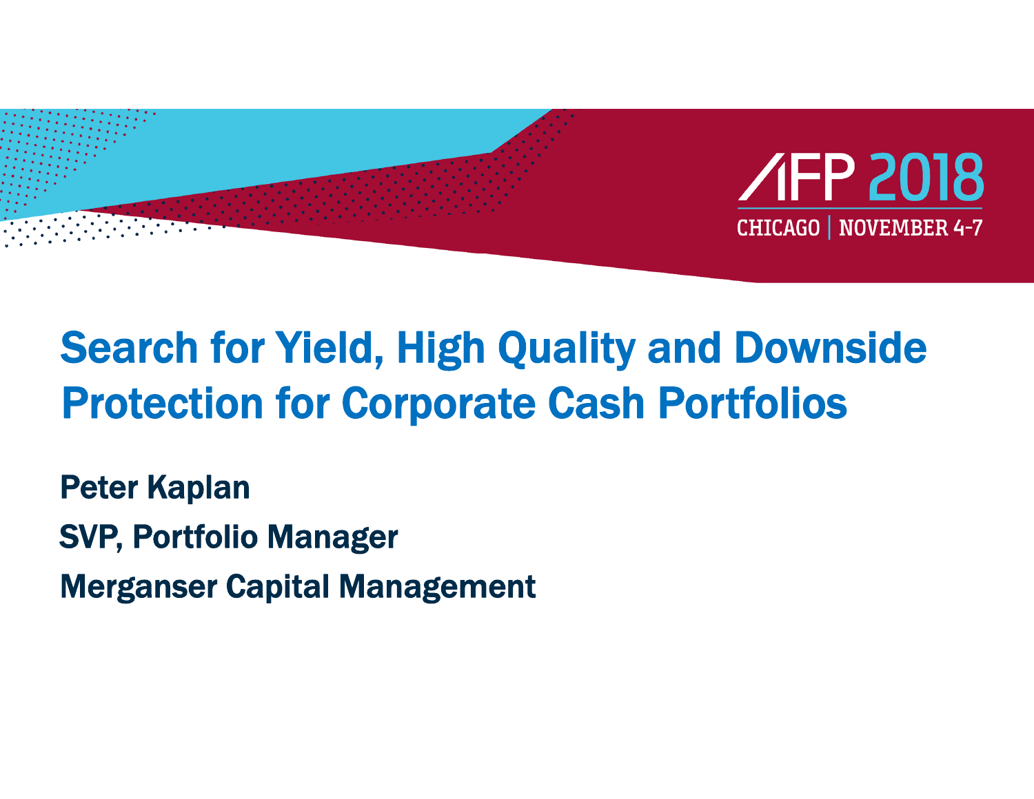AFP 2018

CHICAGO | NOVEMBER 4-7

# Search for Yield, High Quality and Downside Protection for Corporate Cash Portfolios

**Peter Kaplan**

**SVP, Portfolio Manager**

**Merganser Capital Management**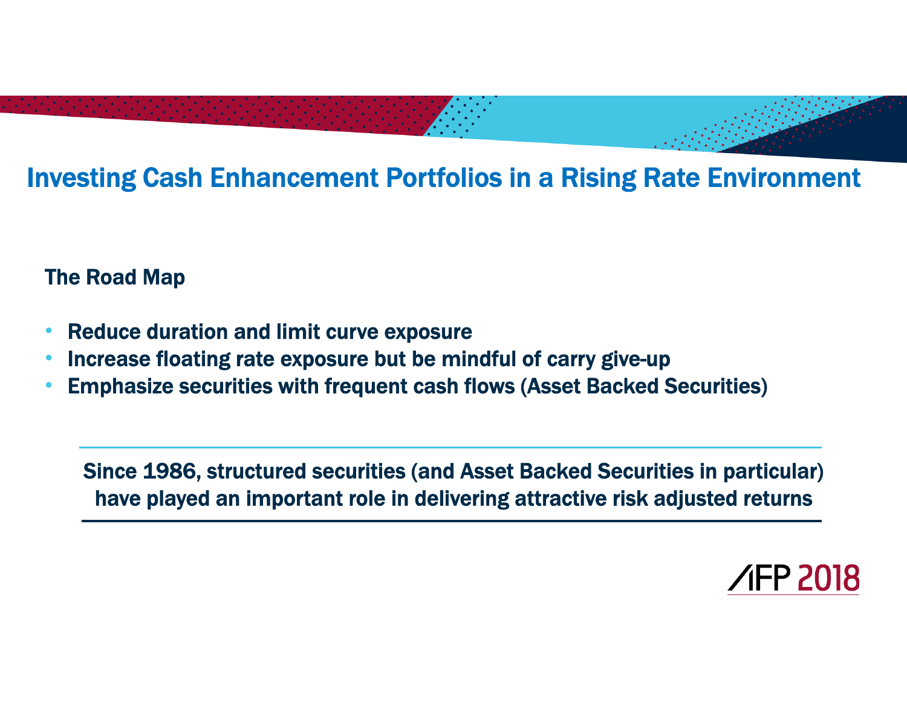# Investing Cash Enhancement Portfolios in a Rising Rate Environment

## The Road Map

- Reduce duration and limit curve exposure
- Increase floating rate exposure but be mindful of carry give-up
- Emphasize securities with frequent cash flows (Asset Backed Securities)

**Since 1986, structured securities (and Asset Backed Securities in particular) have played an important role in delivering attractive risk adjusted returns**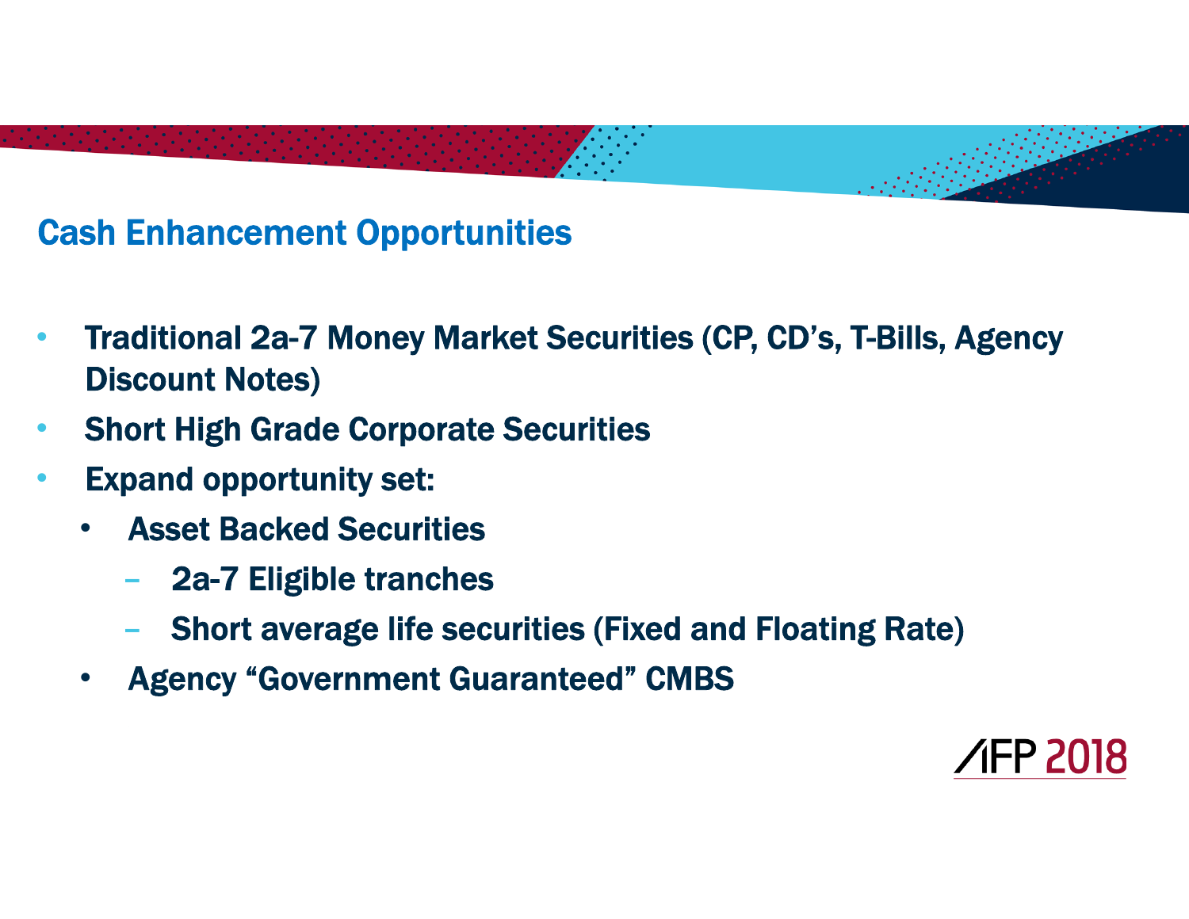## Cash Enhancement Opportunities

- Traditional 2a-7 Money Market Securities (CP, CD's, T-Bills, Agency Discount Notes)
- Short High Grade Corporate Securities
- Expand opportunity set:
  - Asset Backed Securities
    - 2a-7 Eligible tranches
    - Short average life securities (Fixed and Floating Rate)
  - Agency "Government Guaranteed" CMBS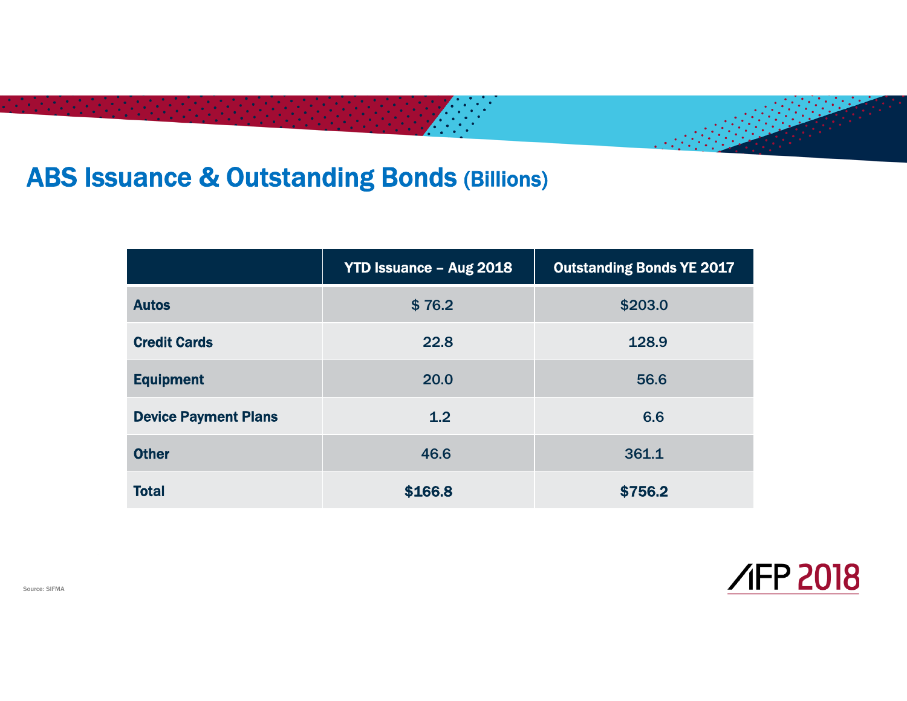# ABS Issuance & Outstanding Bonds (Billions)

| | YTD Issuance – Aug 2018 | Outstanding Bonds YE 2017 |
|---|---|---|
| **Autos** | $ 76.2 | $203.0 |
| **Credit Cards** | 22.8 | 128.9 |
| **Equipment** | 20.0 | 56.6 |
| **Device Payment Plans** | 1.2 | 6.6 |
| **Other** | 46.6 | 361.1 |
| **Total** | **$166.8** | **$756.2** |

Source: SIFMA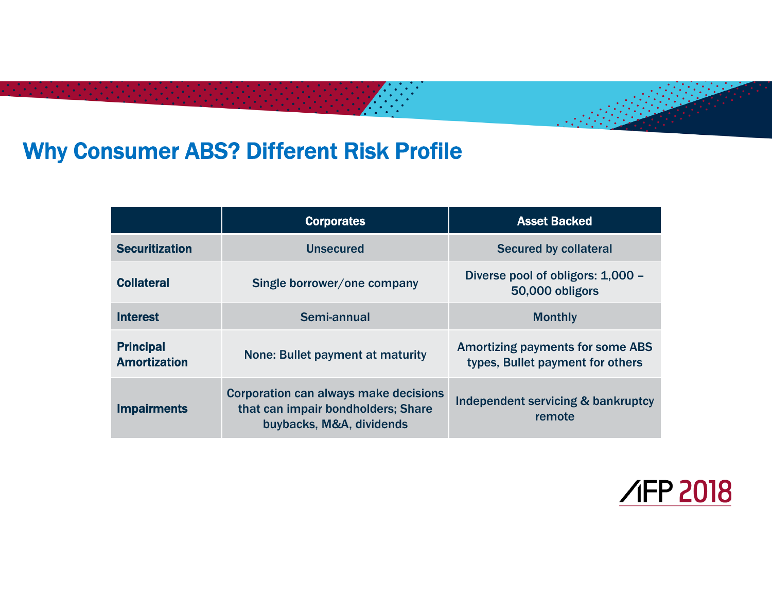# Why Consumer ABS? Different Risk Profile

| | Corporates | Asset Backed |
|---|---|---|
| **Securitization** | Unsecured | Secured by collateral |
| **Collateral** | Single borrower/one company | Diverse pool of obligors: 1,000 – 50,000 obligors |
| **Interest** | Semi-annual | Monthly |
| **Principal Amortization** | None: Bullet payment at maturity | Amortizing payments for some ABS types, Bullet payment for others |
| **Impairments** | Corporation can always make decisions that can impair bondholders; Share buybacks, M&A, dividends | Independent servicing & bankruptcy remote |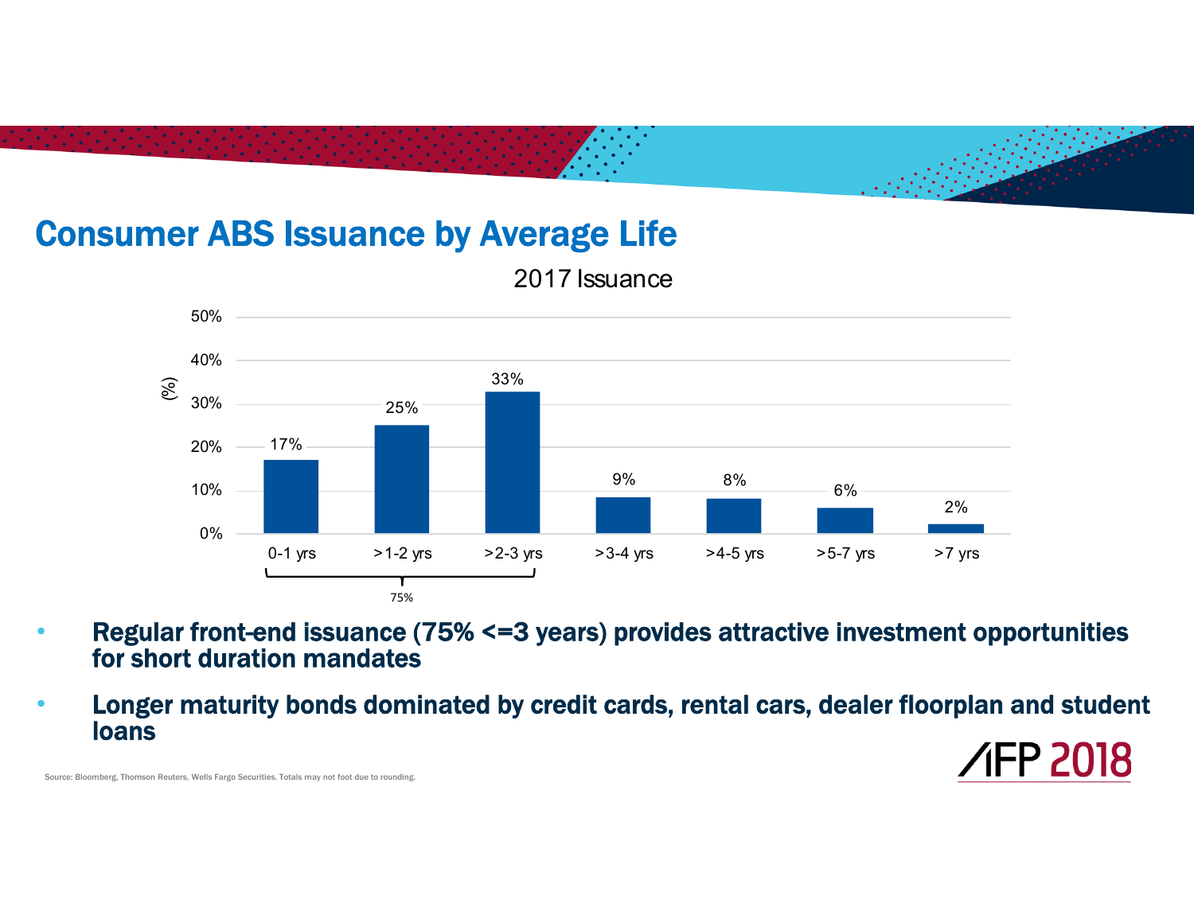# Consumer ABS Issuance by Average Life

2017 Issuance

(%)

50%
40%
30%
20%
10%
0%

17%
25%
33%
9%
8%
6%
2%

0-1 yrs
>1-2 yrs
>2-3 yrs
>3-4 yrs
>4-5 yrs
>5-7 yrs
>7 yrs

75%

- **Regular front-end issuance (75% <=3 years) provides attractive investment opportunities for short duration mandates**
- **Longer maturity bonds dominated by credit cards, rental cars, dealer floorplan and student loans**

Source: Bloomberg, Thomson Reuters, Wells Fargo Securities. Totals may not foot due to rounding.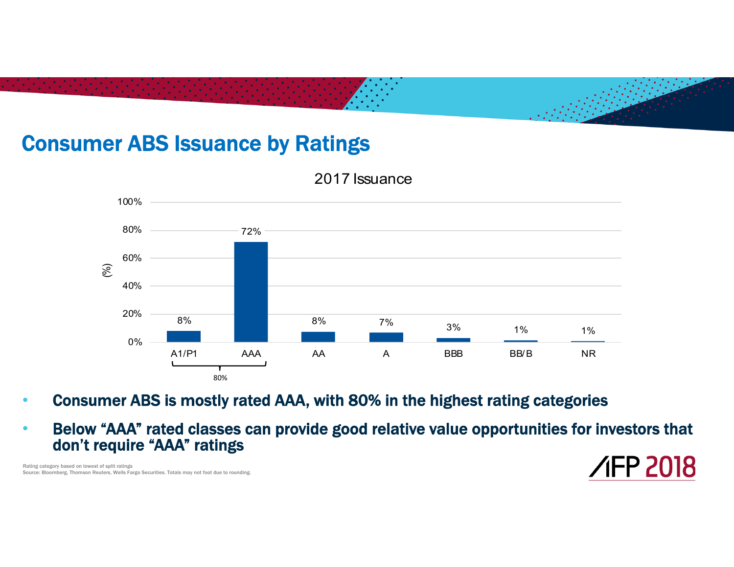# Consumer ABS Issuance by Ratings

2017 Issuance

100%
80%
60%
40%
20%
0%

(%)

8%
72%
8%
7%
3%
1%
1%

A1/P1
AAA
AA
A
BBB
BB/B
NR

80%

- **Consumer ABS is mostly rated AAA, with 80% in the highest rating categories**
- **Below "AAA" rated classes can provide good relative value opportunities for investors that don't require "AAA" ratings**

Rating category based on lowest of split ratings
Source: Bloomberg, Thomson Reuters, Wells Fargo Securities. Totals may not foot due to rounding.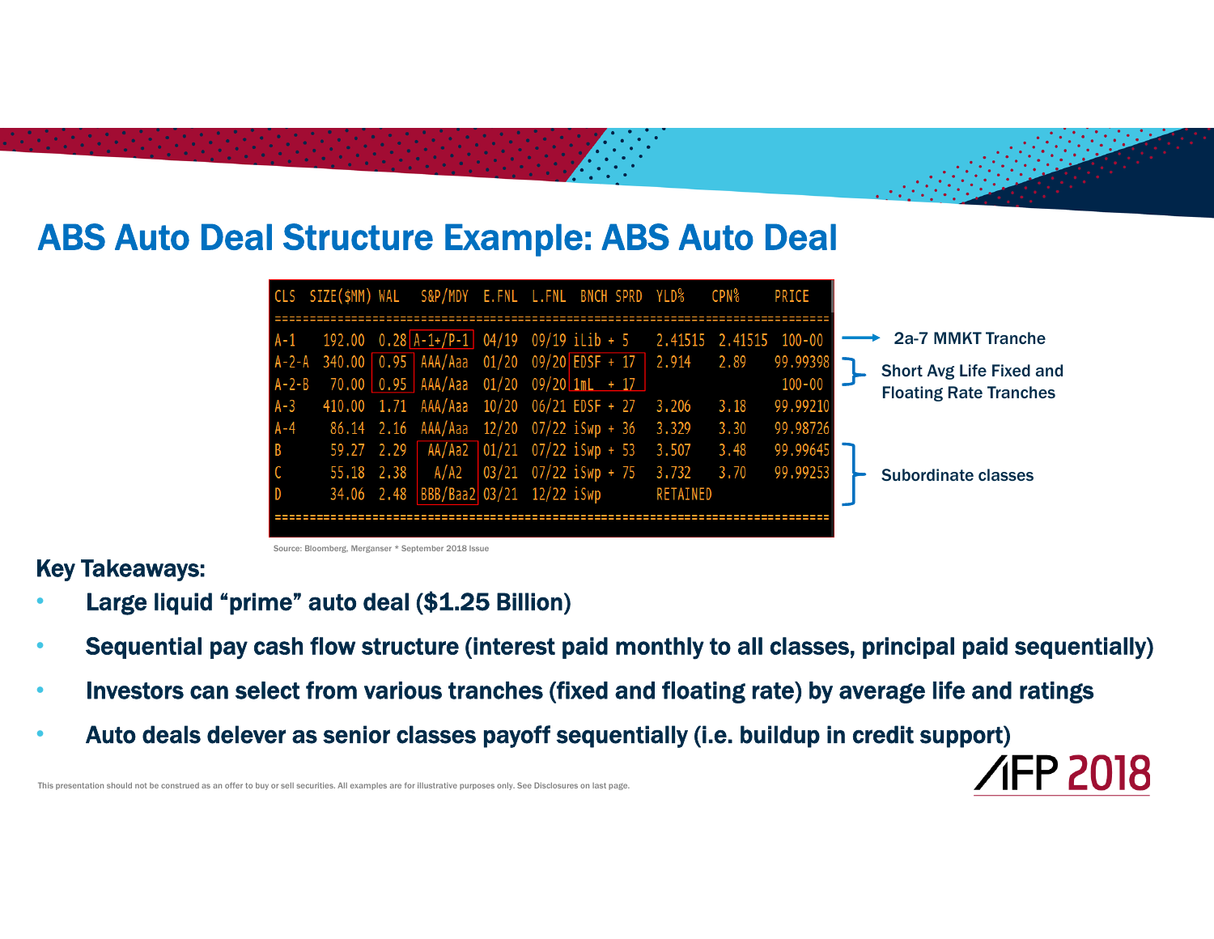# ABS Auto Deal Structure Example: ABS Auto Deal

| CLS | SIZE($MM) | WAL | S&P/MDY | E.FNL | L.FNL | BNCH SPRD | YLD% | CPN% | PRICE |
|---|---|---|---|---|---|---|---|---|---|
| A-1 | 192.00 | 0.28 | A-1+/P-1 | 04/19 | 09/19 | iLib + 5 | 2.41515 | 2.41515 | 100-00 |
| A-2-A | 340.00 | 0.95 | AAA/Aaa | 01/20 | 09/20 | EDSF + 17 | 2.914 | 2.89 | 99.99398 |
| A-2-B | 70.00 | 0.95 | AAA/Aaa | 01/20 | 09/20 | 1mL + 17 | | | 100-00 |
| A-3 | 410.00 | 1.71 | AAA/Aaa | 10/20 | 06/21 | EDSF + 27 | 3.206 | 3.18 | 99.99210 |
| A-4 | 86.14 | 2.16 | AAA/Aaa | 12/20 | 07/22 | iSwp + 36 | 3.329 | 3.30 | 99.98726 |
| B | 59.27 | 2.29 | AA/Aa2 | 01/21 | 07/22 | iSwp + 53 | 3.507 | 3.48 | 99.99645 |
| C | 55.18 | 2.38 | A/A2 | 03/21 | 07/22 | iSwp + 75 | 3.732 | 3.70 | 99.99253 |
| D | 34.06 | 2.48 | BBB/Baa2 | 03/21 | 12/22 | iSwp | RETAINED | | |

- A-1: 2a-7 MMKT Tranche
- A-2-A, A-2-B: Short Avg Life Fixed and Floating Rate Tranches
- B, C, D: Subordinate classes

Source: Bloomberg, Merganser * September 2018 Issue

**Key Takeaways:**

- **Large liquid "prime" auto deal ($1.25 Billion)**
- **Sequential pay cash flow structure (interest paid monthly to all classes, principal paid sequentially)**
- **Investors can select from various tranches (fixed and floating rate) by average life and ratings**
- **Auto deals delever as senior classes payoff sequentially (i.e. buildup in credit support)**

This presentation should not be construed as an offer to buy or sell securities. All examples are for illustrative purposes only. See Disclosures on last page.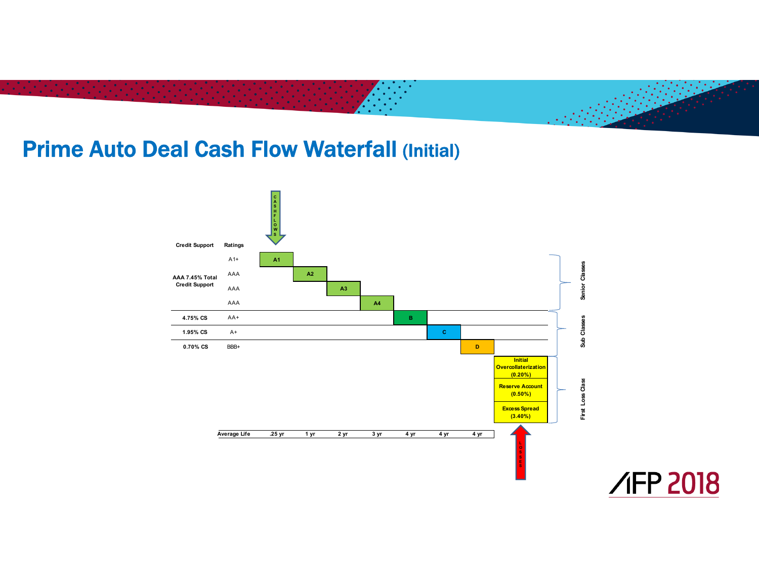# Prime Auto Deal Cash Flow Waterfall (Initial)

CASH FLOWS

Credit Support

Ratings

A1+ A1

AAA 7.45% Total Credit Support

AAA A2

AAA A3

AAA A4

4.75% CS AA+ B

1.95% CS A+ C

0.70% CS BBB+ D

Initial Overcollaterization (0.20%)

Reserve Account (0.50%)

Excess Spread (3.40%)

Senior Classes

Sub Classes

First Loss Class

Average Life .25 yr 1 yr 2 yr 3 yr 4 yr 4 yr 4 yr

LOSSES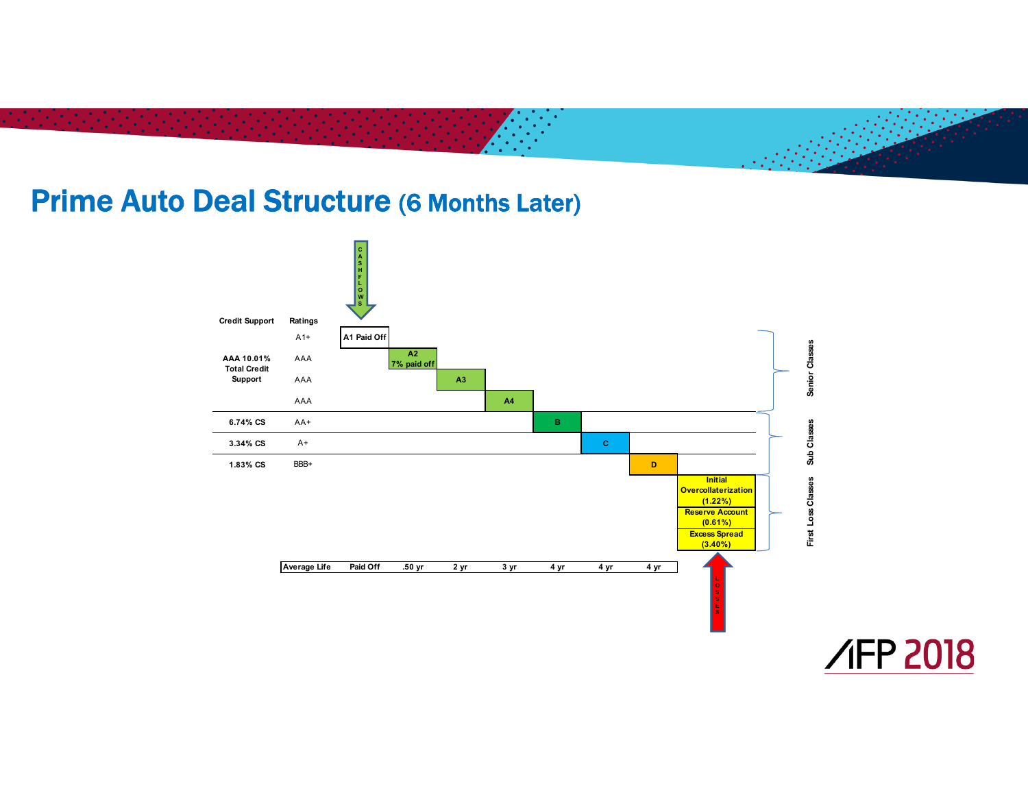# Prime Auto Deal Structure (6 Months Later)

CASHFLOWS

Credit Support

Ratings

A1+

A1 Paid Off

AAA 10.01% Total Credit Support

AAA

A2 7% paid off

AAA

A3

AAA

A4

6.74% CS

AA+

B

3.34% CS

A+

C

1.83% CS

BBB+

D

Initial Overcollateralization (1.22%)

Reserve Account (0.61%)

Excess Spread (3.40%)

Senior Classes

Sub Classes

First Loss Classes

Average Life | Paid Off | .50 yr | 2 yr | 3 yr | 4 yr | 4 yr | 4 yr

LOSSES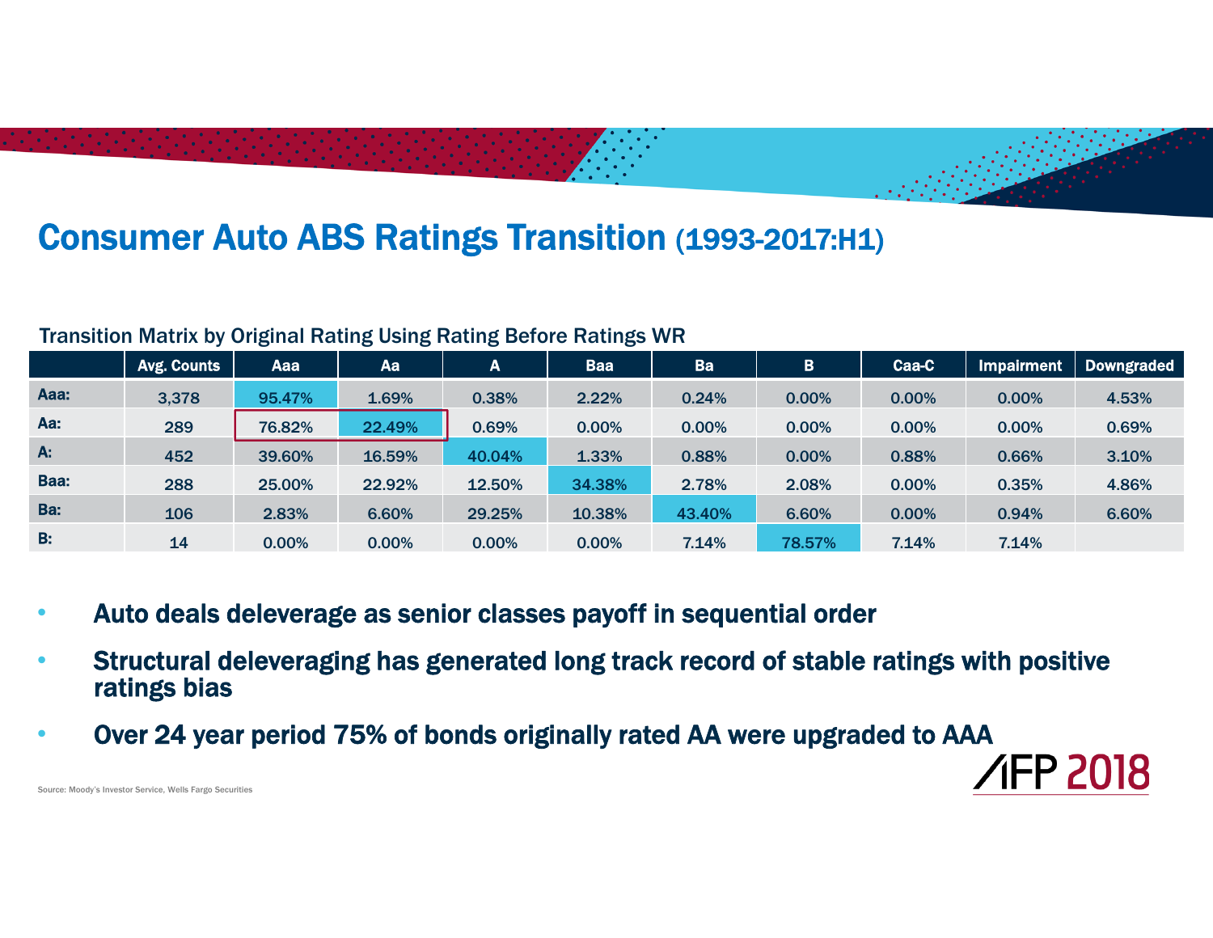# Consumer Auto ABS Ratings Transition (1993-2017:H1)

Transition Matrix by Original Rating Using Rating Before Ratings WR

| | Avg. Counts | Aaa | Aa | A | Baa | Ba | B | Caa-C | Impairment | Downgraded |
|---|---|---|---|---|---|---|---|---|---|---|
| Aaa: | 3,378 | 95.47% | 1.69% | 0.38% | 2.22% | 0.24% | 0.00% | 0.00% | 0.00% | 4.53% |
| Aa: | 289 | 76.82% | 22.49% | 0.69% | 0.00% | 0.00% | 0.00% | 0.00% | 0.00% | 0.69% |
| A: | 452 | 39.60% | 16.59% | 40.04% | 1.33% | 0.88% | 0.00% | 0.88% | 0.66% | 3.10% |
| Baa: | 288 | 25.00% | 22.92% | 12.50% | 34.38% | 2.78% | 2.08% | 0.00% | 0.35% | 4.86% |
| Ba: | 106 | 2.83% | 6.60% | 29.25% | 10.38% | 43.40% | 6.60% | 0.00% | 0.94% | 6.60% |
| B: | 14 | 0.00% | 0.00% | 0.00% | 0.00% | 7.14% | 78.57% | 7.14% | 7.14% | |

- **Auto deals deleverage as senior classes payoff in sequential order**
- **Structural deleveraging has generated long track record of stable ratings with positive ratings bias**
- **Over 24 year period 75% of bonds originally rated AA were upgraded to AAA**

Source: Moody's Investor Service, Wells Fargo Securities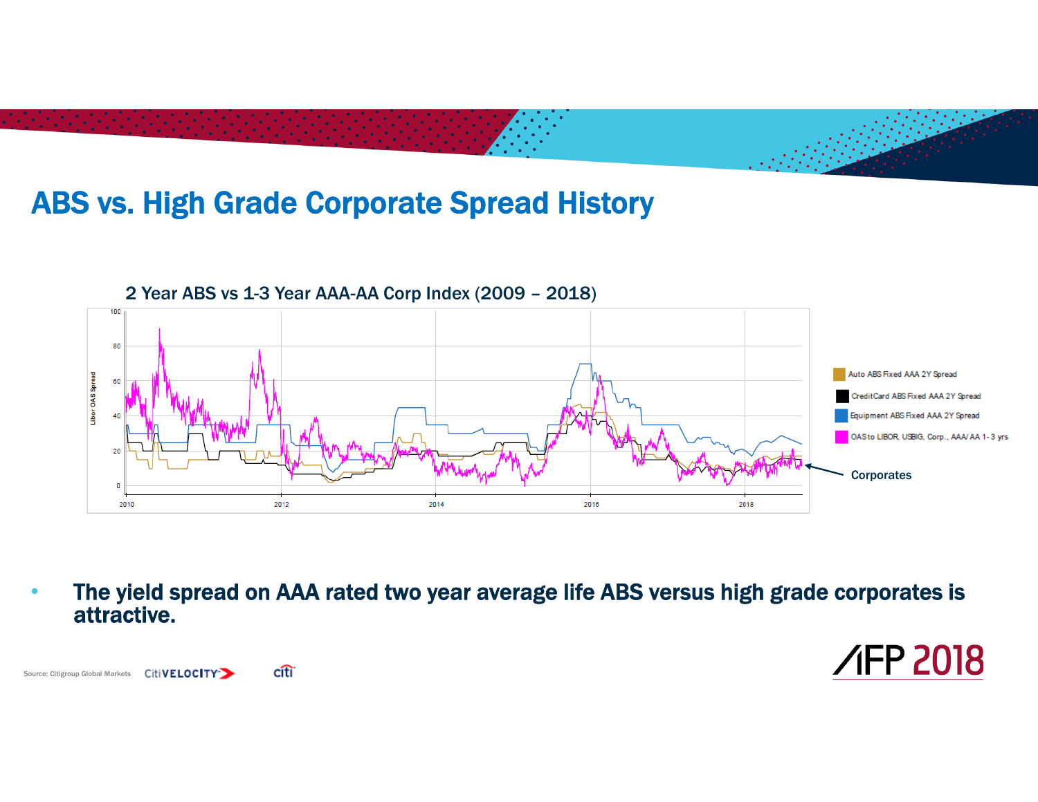# ABS vs. High Grade Corporate Spread History

2 Year ABS vs 1-3 Year AAA-AA Corp Index (2009 – 2018)

100
80
60
40
20
0

Libor OAS Spread

2010
2012
2014
2016
2018

Auto ABS Fixed AAA 2Y Spread
CreditCard ABS Fixed AAA 2Y Spread
Equipment ABS Fixed AAA 2Y Spread
OAS to LIBOR, USBIG, Corp., AAA/AA 1-3 yrs

Corporates

- **The yield spread on AAA rated two year average life ABS versus high grade corporates is attractive.**

Source: Citigroup Global Markets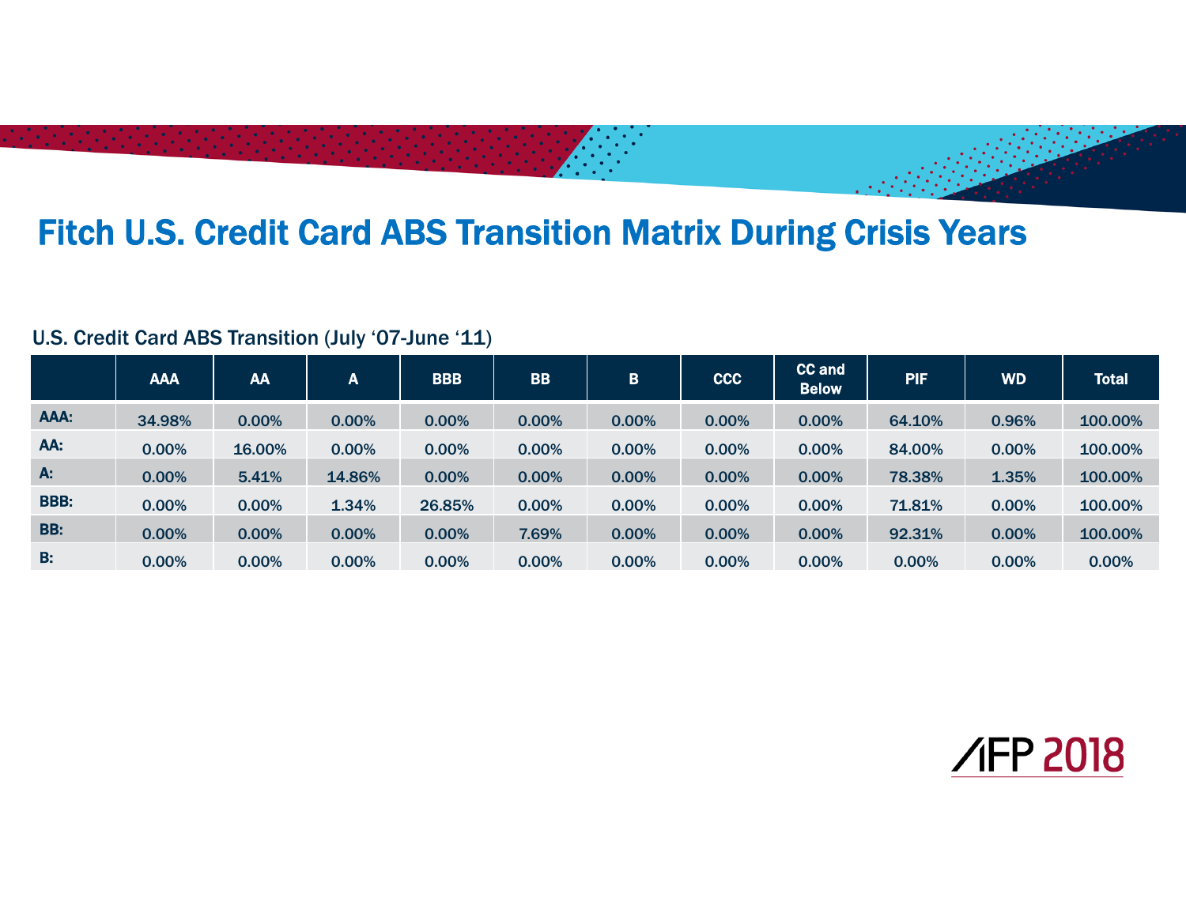# Fitch U.S. Credit Card ABS Transition Matrix During Crisis Years

U.S. Credit Card ABS Transition (July ‘07-June ‘11)

| | AAA | AA | A | BBB | BB | B | CCC | CC and Below | PIF | WD | Total |
|---|---|---|---|---|---|---|---|---|---|---|---|
| **AAA:** | 34.98% | 0.00% | 0.00% | 0.00% | 0.00% | 0.00% | 0.00% | 0.00% | 64.10% | 0.96% | 100.00% |
| **AA:** | 0.00% | 16.00% | 0.00% | 0.00% | 0.00% | 0.00% | 0.00% | 0.00% | 84.00% | 0.00% | 100.00% |
| **A:** | 0.00% | 5.41% | 14.86% | 0.00% | 0.00% | 0.00% | 0.00% | 0.00% | 78.38% | 1.35% | 100.00% |
| **BBB:** | 0.00% | 0.00% | 1.34% | 26.85% | 0.00% | 0.00% | 0.00% | 0.00% | 71.81% | 0.00% | 100.00% |
| **BB:** | 0.00% | 0.00% | 0.00% | 0.00% | 7.69% | 0.00% | 0.00% | 0.00% | 92.31% | 0.00% | 100.00% |
| **B:** | 0.00% | 0.00% | 0.00% | 0.00% | 0.00% | 0.00% | 0.00% | 0.00% | 0.00% | 0.00% | 0.00% |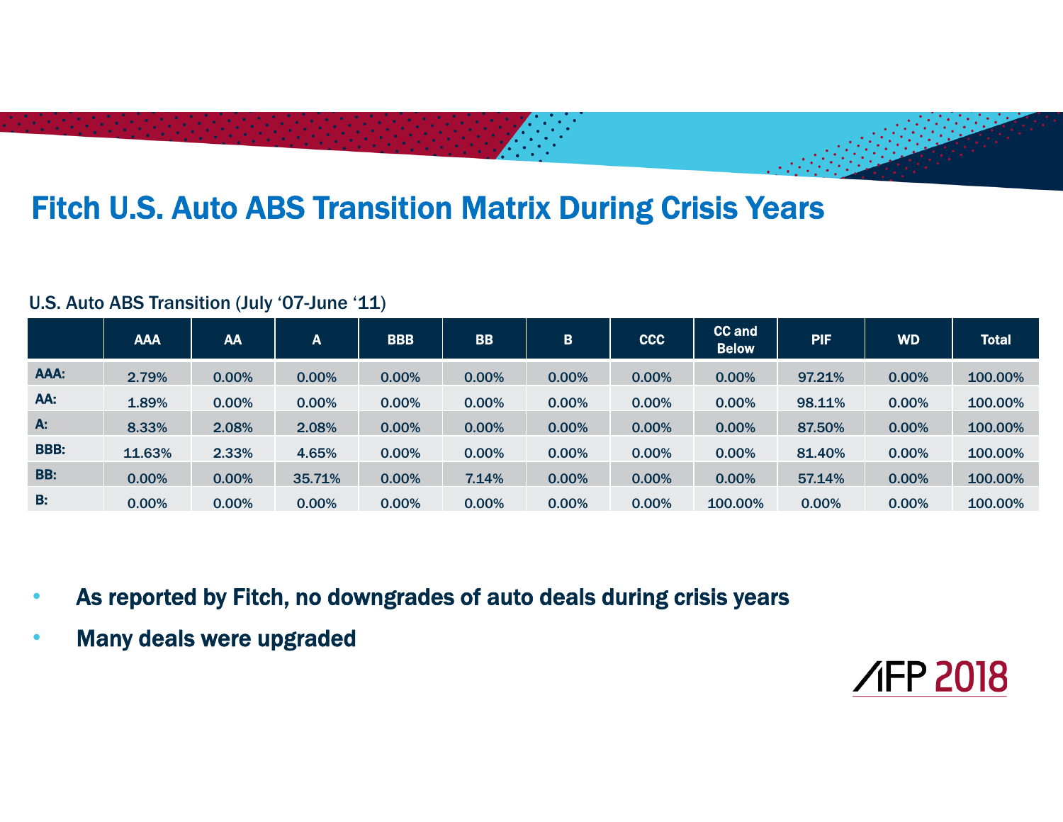# Fitch U.S. Auto ABS Transition Matrix During Crisis Years

U.S. Auto ABS Transition (July '07-June '11)

| | AAA | AA | A | BBB | BB | B | CCC | CC and Below | PIF | WD | Total |
|---|---|---|---|---|---|---|---|---|---|---|---|
| **AAA:** | 2.79% | 0.00% | 0.00% | 0.00% | 0.00% | 0.00% | 0.00% | 0.00% | 97.21% | 0.00% | 100.00% |
| **AA:** | 1.89% | 0.00% | 0.00% | 0.00% | 0.00% | 0.00% | 0.00% | 0.00% | 98.11% | 0.00% | 100.00% |
| **A:** | 8.33% | 2.08% | 2.08% | 0.00% | 0.00% | 0.00% | 0.00% | 0.00% | 87.50% | 0.00% | 100.00% |
| **BBB:** | 11.63% | 2.33% | 4.65% | 0.00% | 0.00% | 0.00% | 0.00% | 0.00% | 81.40% | 0.00% | 100.00% |
| **BB:** | 0.00% | 0.00% | 35.71% | 0.00% | 7.14% | 0.00% | 0.00% | 0.00% | 57.14% | 0.00% | 100.00% |
| **B:** | 0.00% | 0.00% | 0.00% | 0.00% | 0.00% | 0.00% | 0.00% | 100.00% | 0.00% | 0.00% | 100.00% |

- **As reported by Fitch, no downgrades of auto deals during crisis years**
- **Many deals were upgraded**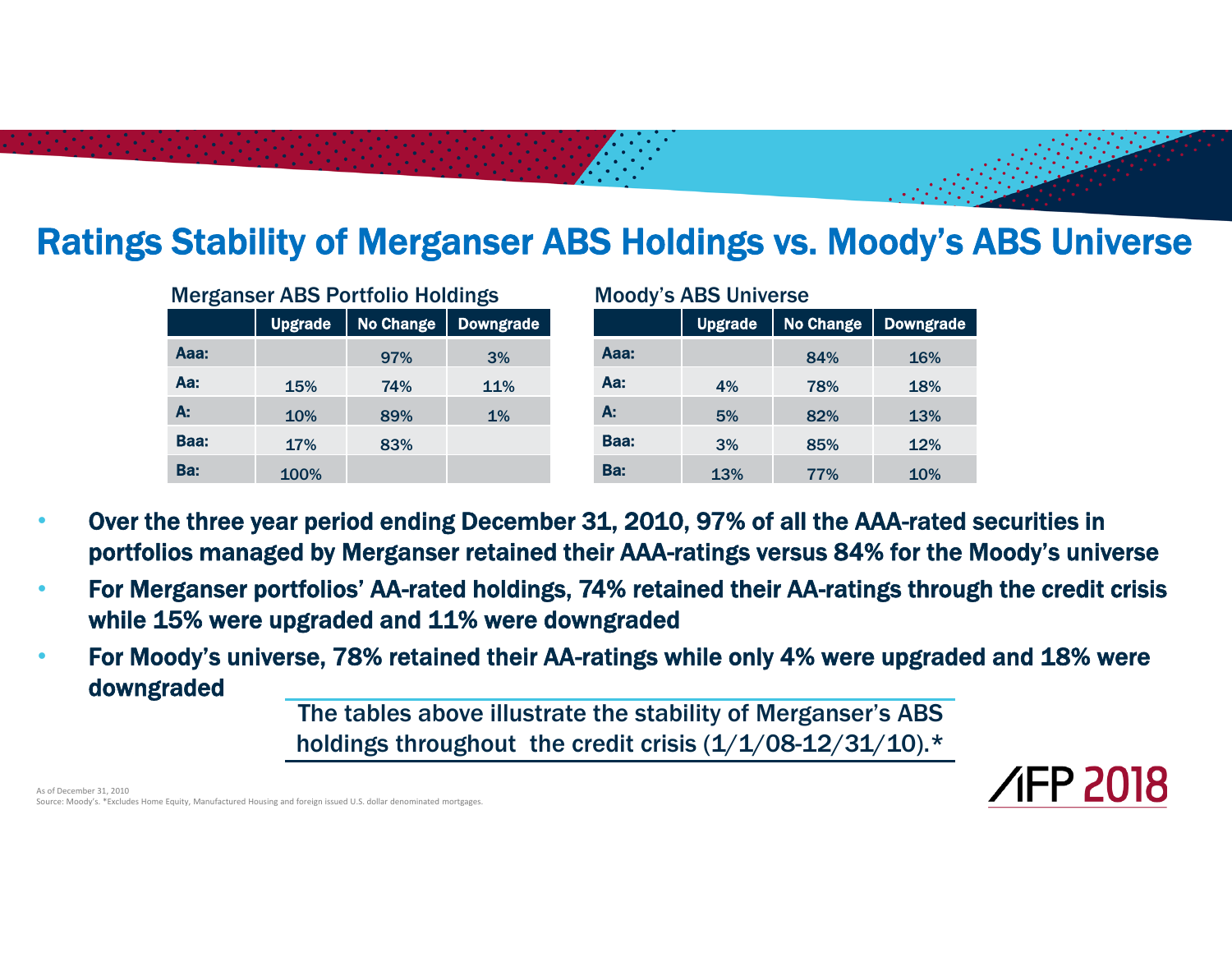# Ratings Stability of Merganser ABS Holdings vs. Moody's ABS Universe

Merganser ABS Portfolio Holdings

| | Upgrade | No Change | Downgrade |
|---|---|---|---|
| Aaa: | | 97% | 3% |
| Aa: | 15% | 74% | 11% |
| A: | 10% | 89% | 1% |
| Baa: | 17% | 83% | |
| Ba: | 100% | | |

Moody's ABS Universe

| | Upgrade | No Change | Downgrade |
|---|---|---|---|
| Aaa: | | 84% | 16% |
| Aa: | 4% | 78% | 18% |
| A: | 5% | 82% | 13% |
| Baa: | 3% | 85% | 12% |
| Ba: | 13% | 77% | 10% |

- **Over the three year period ending December 31, 2010, 97% of all the AAA-rated securities in portfolios managed by Merganser retained their AAA-ratings versus 84% for the Moody's universe**
- **For Merganser portfolios' AA-rated holdings, 74% retained their AA-ratings through the credit crisis while 15% were upgraded and 11% were downgraded**
- **For Moody's universe, 78% retained their AA-ratings while only 4% were upgraded and 18% were downgraded**

The tables above illustrate the stability of Merganser's ABS holdings throughout the credit crisis (1/1/08-12/31/10).*

As of December 31, 2010
Source: Moody's. *Excludes Home Equity, Manufactured Housing and foreign issued U.S. dollar denominated mortgages.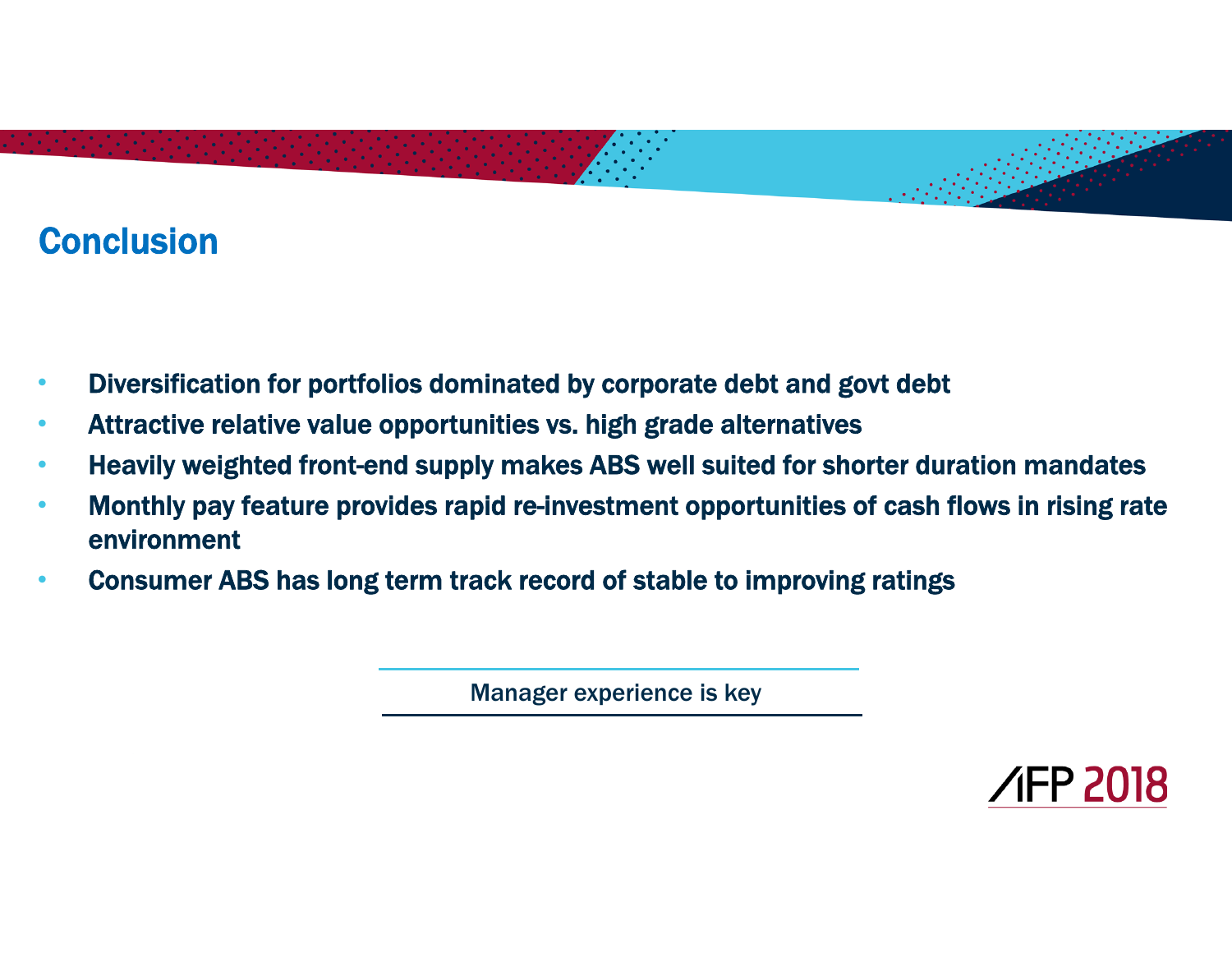## Conclusion

- **Diversification for portfolios dominated by corporate debt and govt debt**
- **Attractive relative value opportunities vs. high grade alternatives**
- **Heavily weighted front-end supply makes ABS well suited for shorter duration mandates**
- **Monthly pay feature provides rapid re-investment opportunities of cash flows in rising rate environment**
- **Consumer ABS has long term track record of stable to improving ratings**

Manager experience is key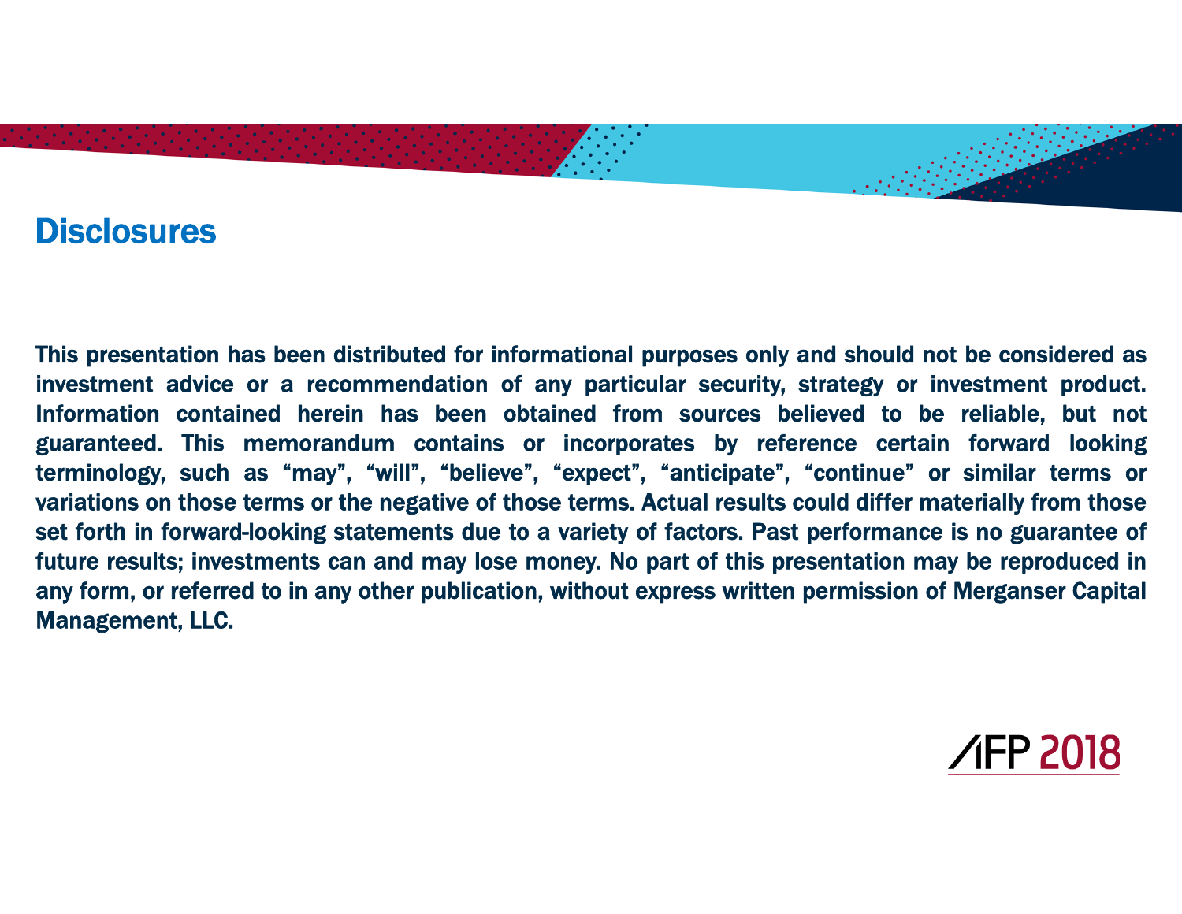# Disclosures

**This presentation has been distributed for informational purposes only and should not be considered as investment advice or a recommendation of any particular security, strategy or investment product. Information contained herein has been obtained from sources believed to be reliable, but not guaranteed. This memorandum contains or incorporates by reference certain forward looking terminology, such as "may", "will", "believe", "expect", "anticipate", "continue" or similar terms or variations on those terms or the negative of those terms. Actual results could differ materially from those set forth in forward-looking statements due to a variety of factors. Past performance is no guarantee of future results; investments can and may lose money. No part of this presentation may be reproduced in any form, or referred to in any other publication, without express written permission of Merganser Capital Management, LLC.**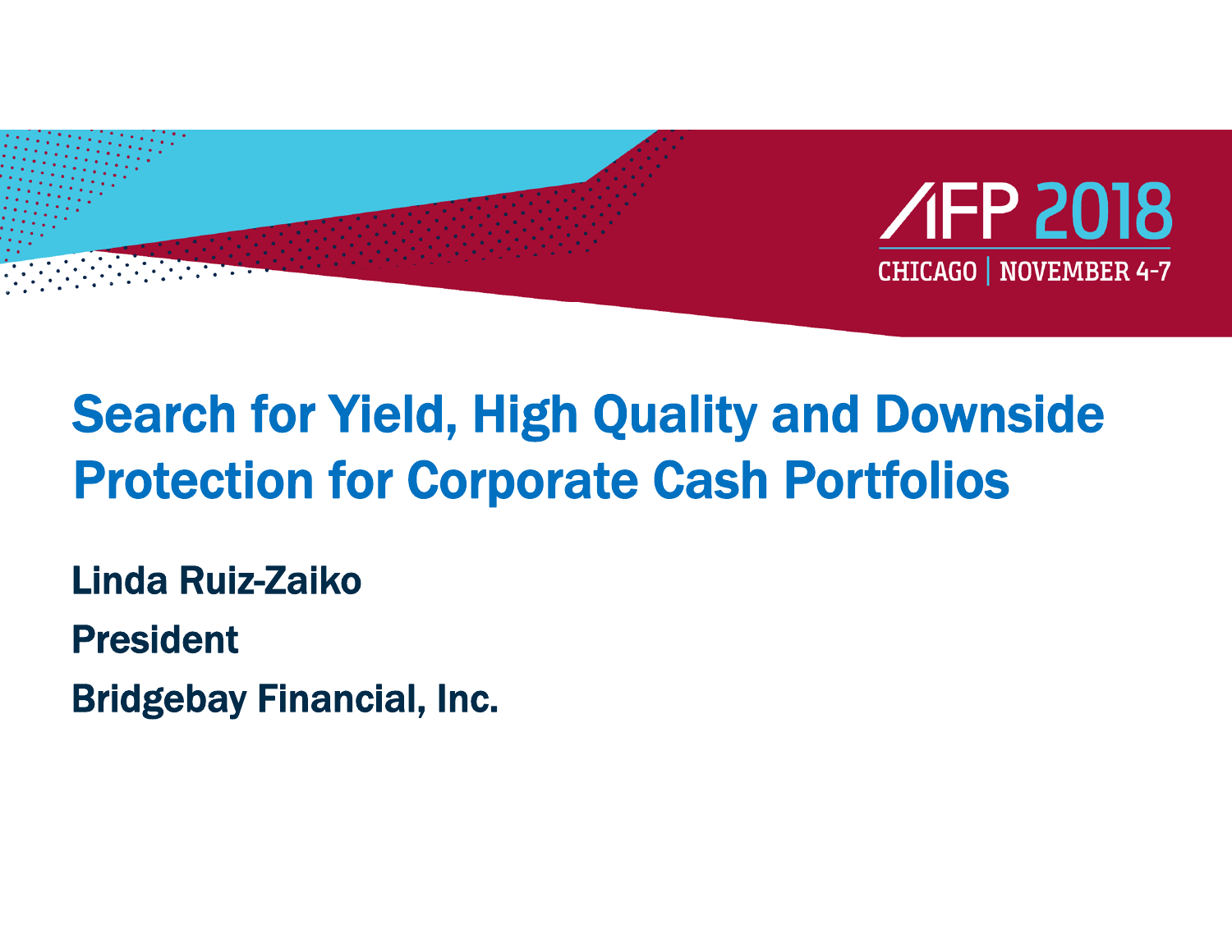AFP 2018

CHICAGO | NOVEMBER 4-7

# Search for Yield, High Quality and Downside Protection for Corporate Cash Portfolios

**Linda Ruiz-Zaiko**

**President**

**Bridgebay Financial, Inc.**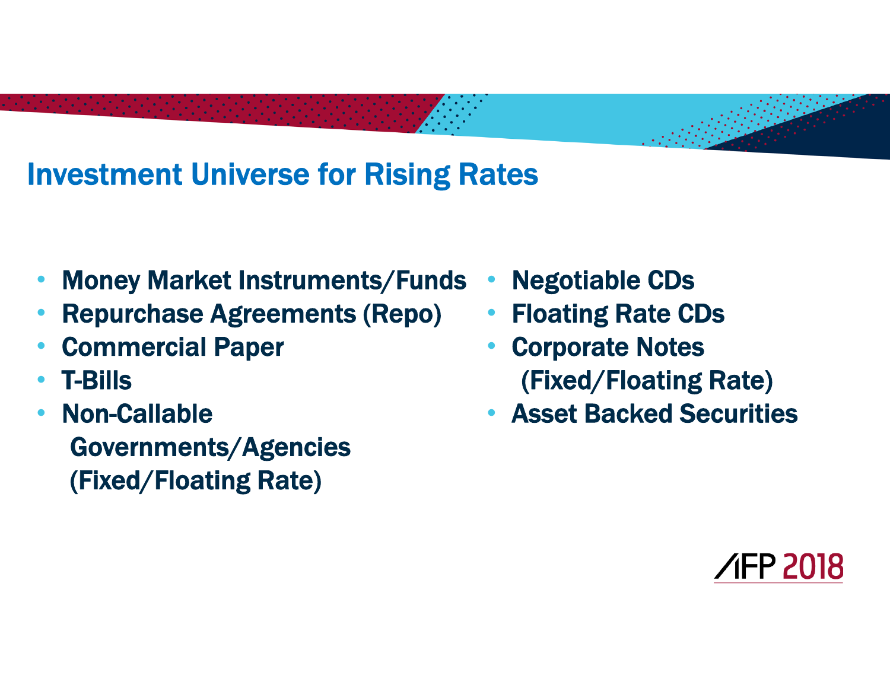# Investment Universe for Rising Rates

- Money Market Instruments/Funds
- Repurchase Agreements (Repo)
- Commercial Paper
- T-Bills
- Non-Callable Governments/Agencies (Fixed/Floating Rate)
- Negotiable CDs
- Floating Rate CDs
- Corporate Notes (Fixed/Floating Rate)
- Asset Backed Securities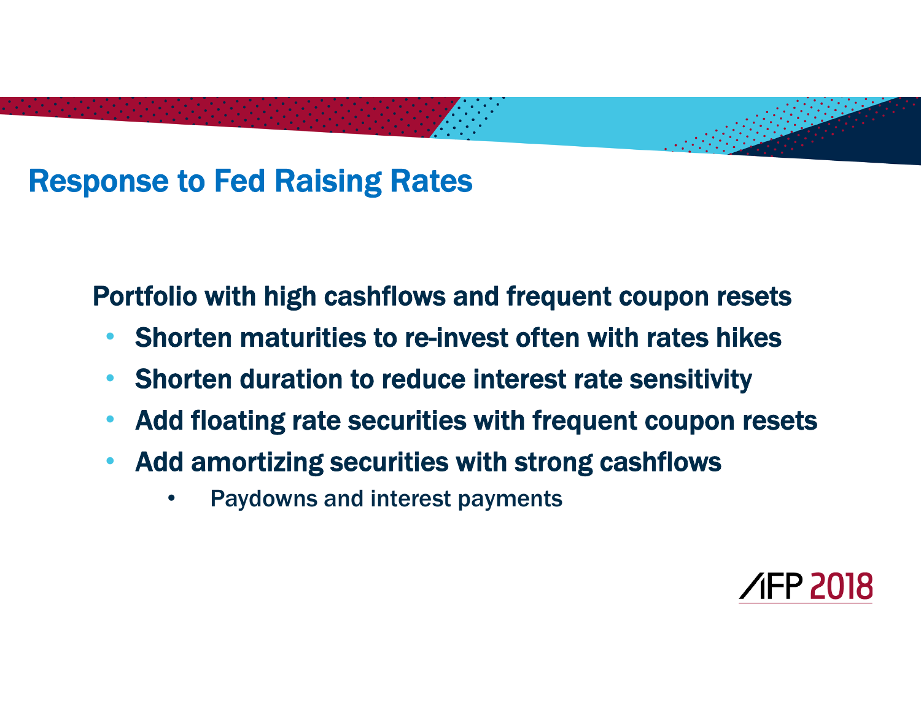# Response to Fed Raising Rates

**Portfolio with high cashflows and frequent coupon resets**

- **Shorten maturities to re-invest often with rates hikes**
- **Shorten duration to reduce interest rate sensitivity**
- **Add floating rate securities with frequent coupon resets**
- **Add amortizing securities with strong cashflows**
  - Paydowns and interest payments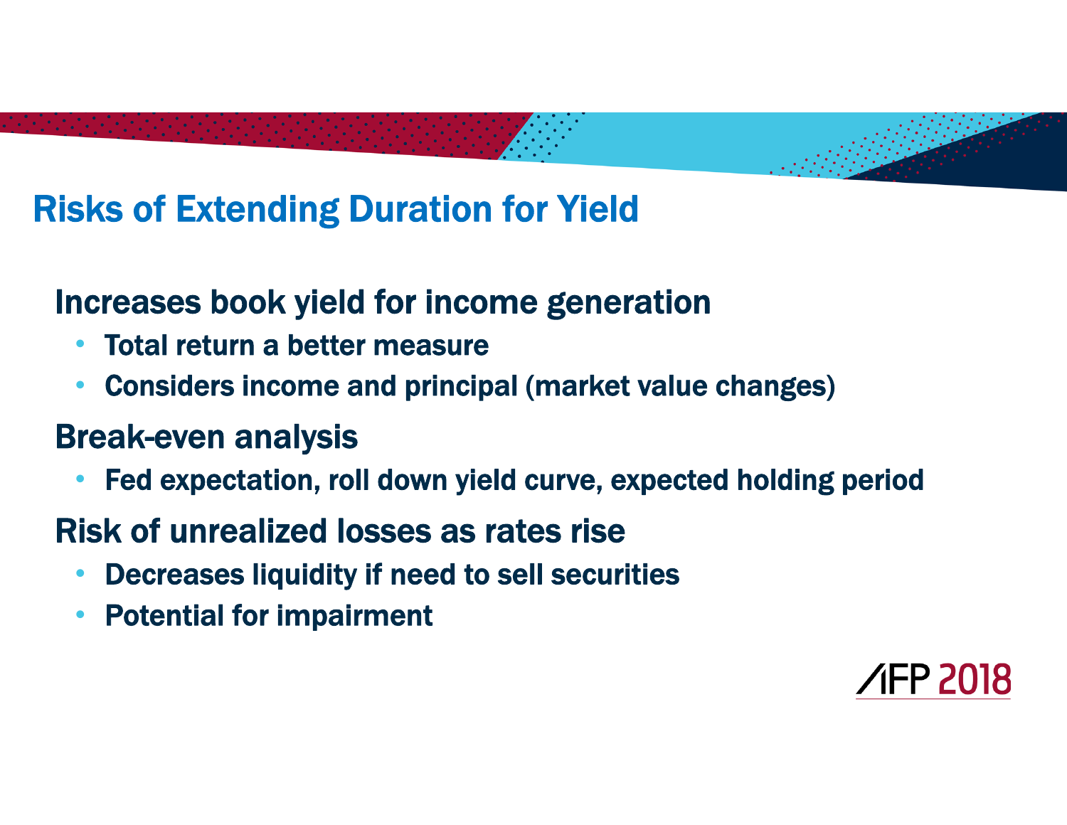# Risks of Extending Duration for Yield

## Increases book yield for income generation

- Total return a better measure
- Considers income and principal (market value changes)

## Break-even analysis

- Fed expectation, roll down yield curve, expected holding period

## Risk of unrealized losses as rates rise

- Decreases liquidity if need to sell securities
- Potential for impairment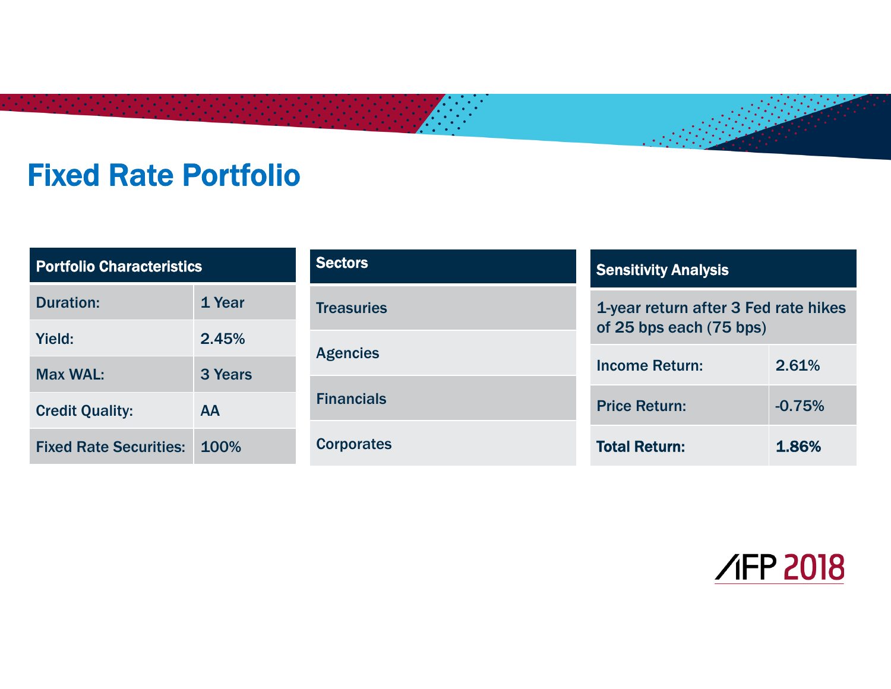# Fixed Rate Portfolio

| Portfolio Characteristics | |
|---|---|
| Duration: | 1 Year |
| Yield: | 2.45% |
| Max WAL: | 3 Years |
| Credit Quality: | AA |
| Fixed Rate Securities: | 100% |

| Sectors |
|---|
| Treasuries |
| Agencies |
| Financials |
| Corporates |

| Sensitivity Analysis | |
|---|---|
| 1-year return after 3 Fed rate hikes of 25 bps each (75 bps) | |
| Income Return: | 2.61% |
| Price Return: | -0.75% |
| **Total Return:** | **1.86%** |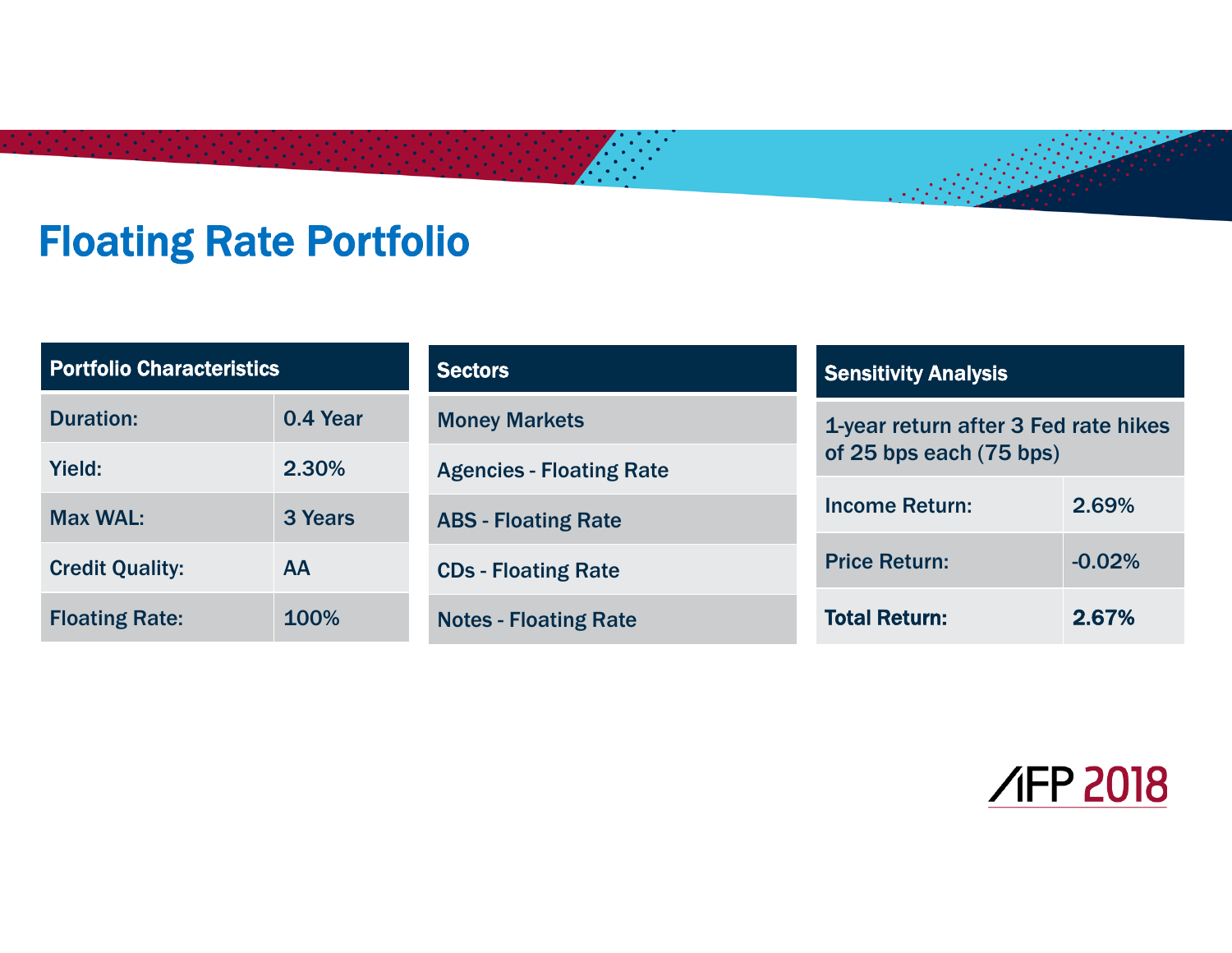# Floating Rate Portfolio

| Portfolio Characteristics | |
|---|---|
| Duration: | 0.4 Year |
| Yield: | 2.30% |
| Max WAL: | 3 Years |
| Credit Quality: | AA |
| Floating Rate: | 100% |

| Sectors |
|---|
| Money Markets |
| Agencies - Floating Rate |
| ABS - Floating Rate |
| CDs - Floating Rate |
| Notes - Floating Rate |

| Sensitivity Analysis | |
|---|---|
| 1-year return after 3 Fed rate hikes of 25 bps each (75 bps) | |
| Income Return: | 2.69% |
| Price Return: | -0.02% |
| **Total Return:** | **2.67%** |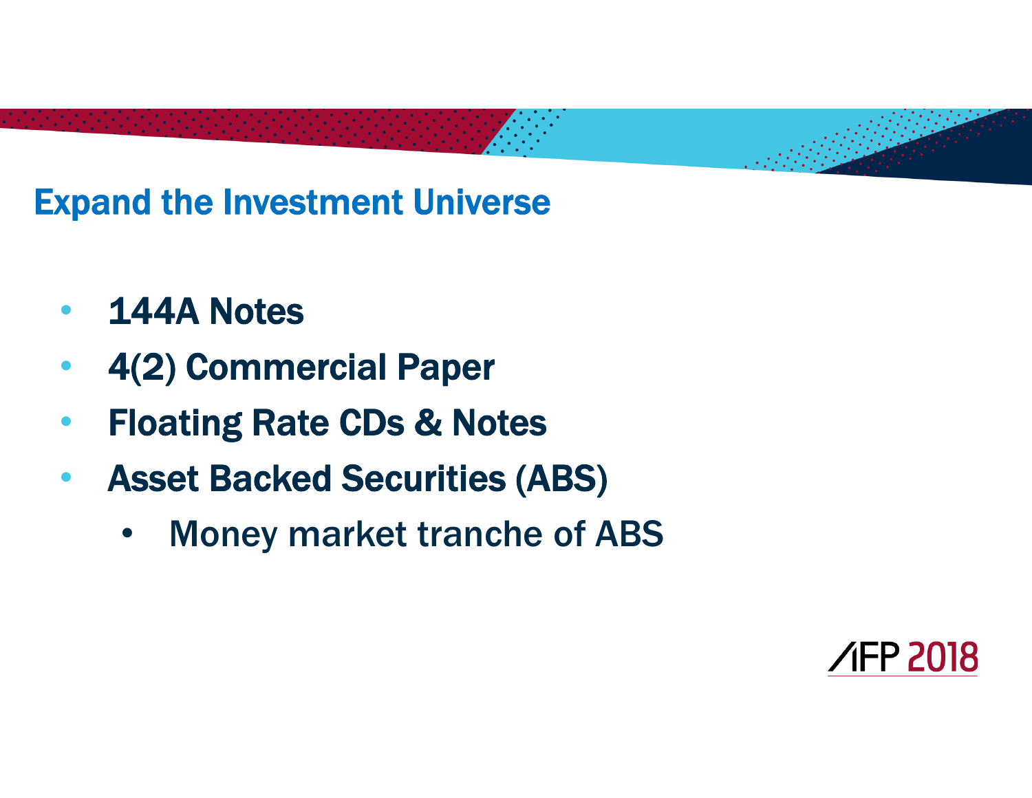## Expand the Investment Universe

- **144A Notes**
- **4(2) Commercial Paper**
- **Floating Rate CDs & Notes**
- **Asset Backed Securities (ABS)**
  - Money market tranche of ABS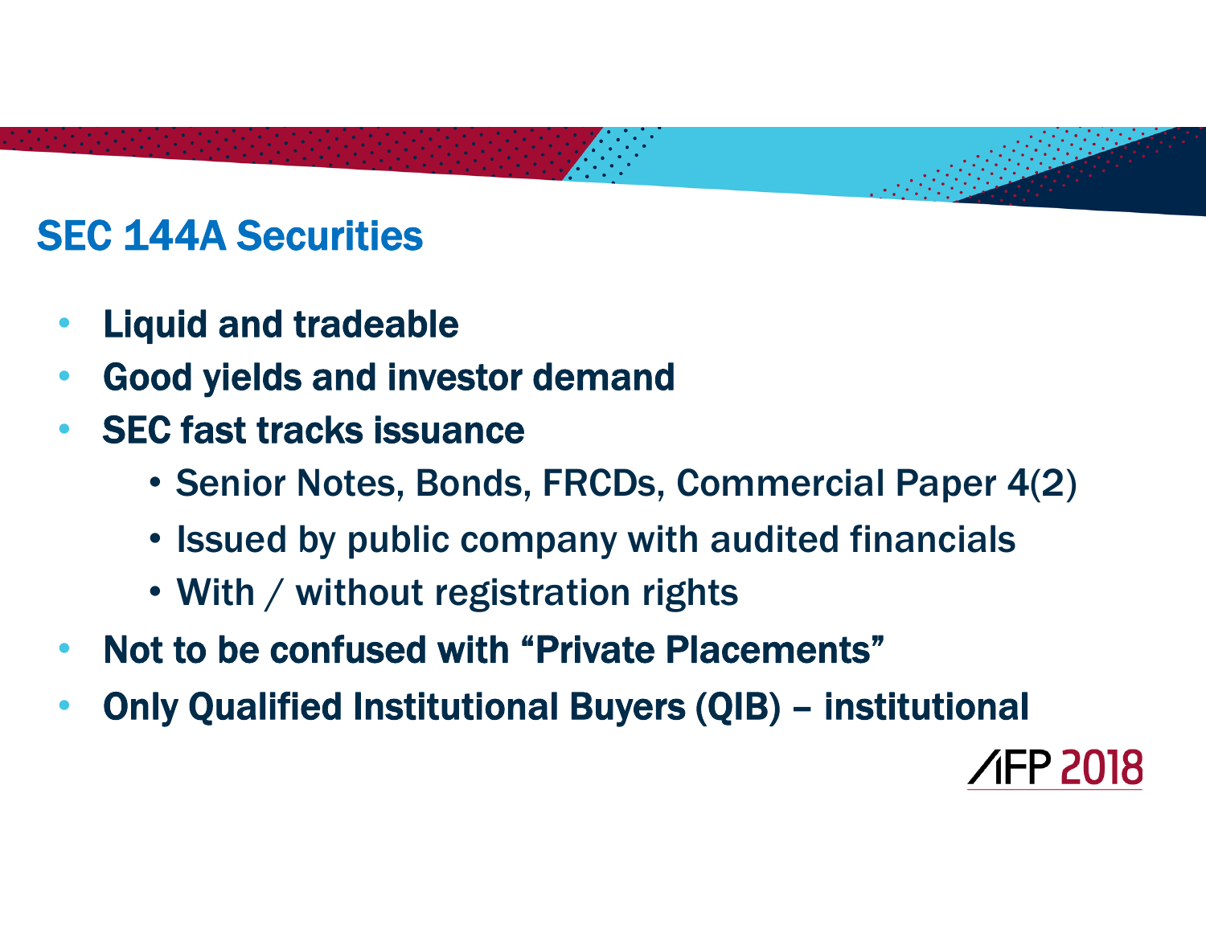## SEC 144A Securities

- **Liquid and tradeable**
- **Good yields and investor demand**
- **SEC fast tracks issuance**
  - Senior Notes, Bonds, FRCDs, Commercial Paper 4(2)
  - Issued by public company with audited financials
  - With / without registration rights
- **Not to be confused with "Private Placements"**
- **Only Qualified Institutional Buyers (QIB) – institutional**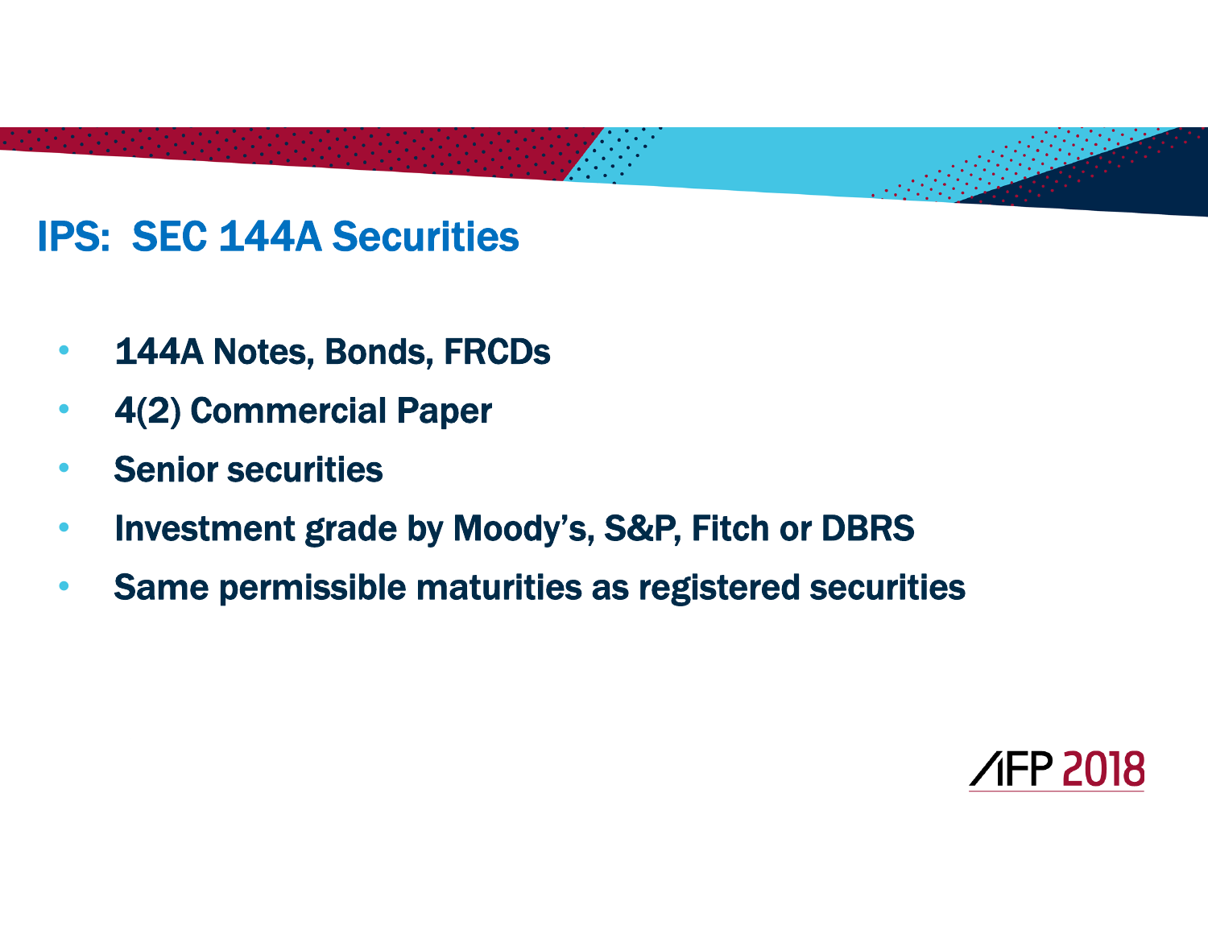# IPS: SEC 144A Securities

- 144A Notes, Bonds, FRCDs
- 4(2) Commercial Paper
- Senior securities
- Investment grade by Moody's, S&P, Fitch or DBRS
- Same permissible maturities as registered securities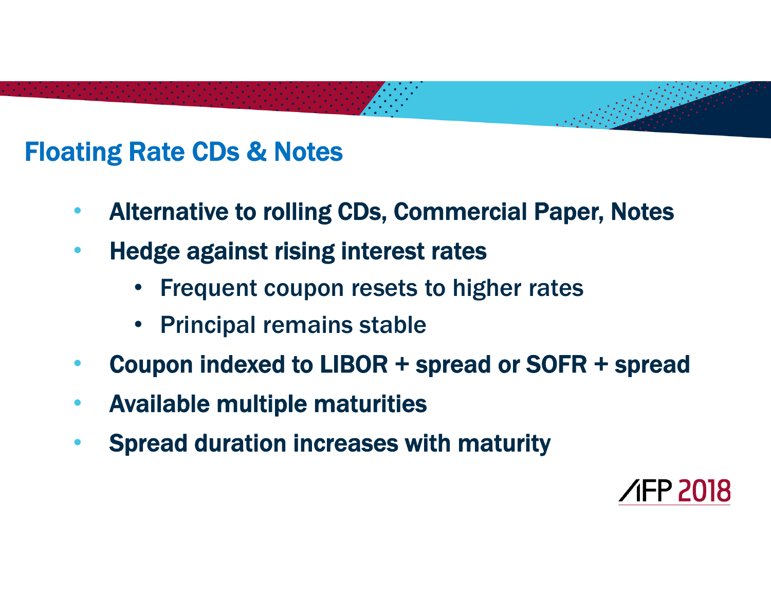# Floating Rate CDs & Notes

- **Alternative to rolling CDs, Commercial Paper, Notes**
- **Hedge against rising interest rates**
  - Frequent coupon resets to higher rates
  - Principal remains stable
- **Coupon indexed to LIBOR + spread or SOFR + spread**
- **Available multiple maturities**
- **Spread duration increases with maturity**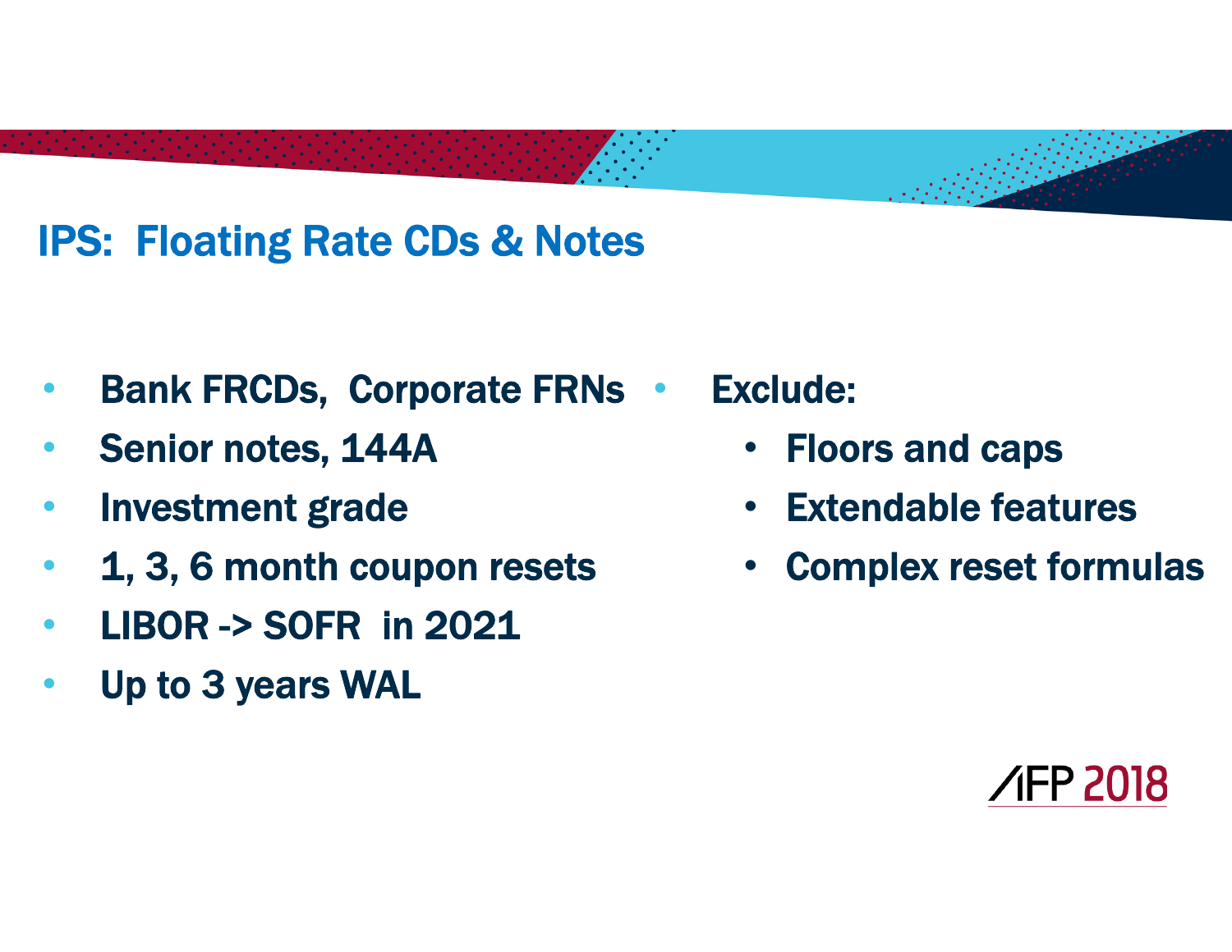# IPS: Floating Rate CDs & Notes

- Bank FRCDs, Corporate FRNs
- Senior notes, 144A
- Investment grade
- 1, 3, 6 month coupon resets
- LIBOR -> SOFR in 2021
- Up to 3 years WAL

- Exclude:
  - Floors and caps
  - Extendable features
  - Complex reset formulas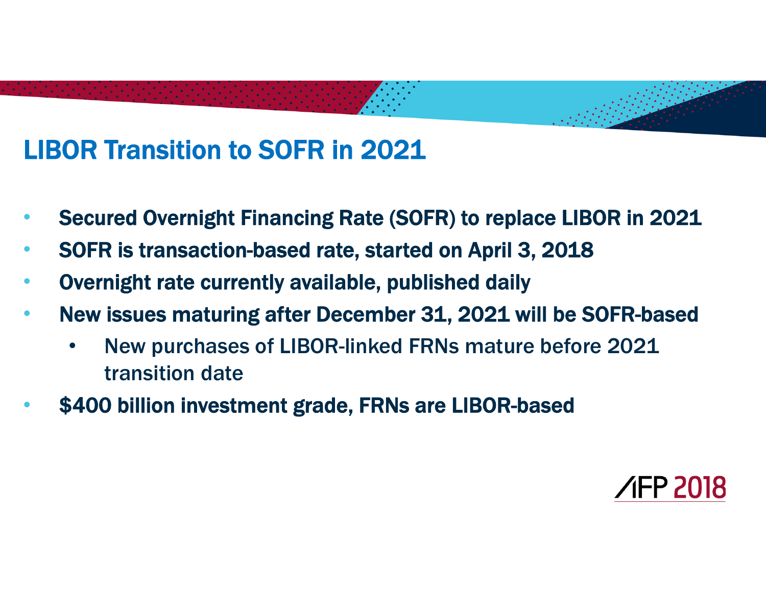# LIBOR Transition to SOFR in 2021

- **Secured Overnight Financing Rate (SOFR) to replace LIBOR in 2021**
- **SOFR is transaction-based rate, started on April 3, 2018**
- **Overnight rate currently available, published daily**
- **New issues maturing after December 31, 2021 will be SOFR-based**
  - New purchases of LIBOR-linked FRNs mature before 2021 transition date
- **$400 billion investment grade, FRNs are LIBOR-based**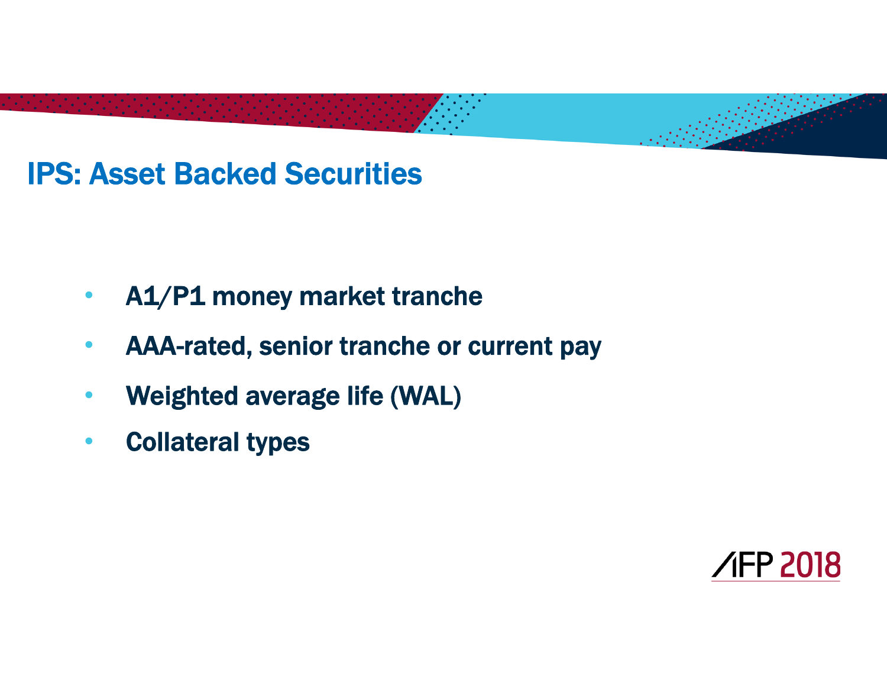# IPS: Asset Backed Securities

- A1/P1 money market tranche
- AAA-rated, senior tranche or current pay
- Weighted average life (WAL)
- Collateral types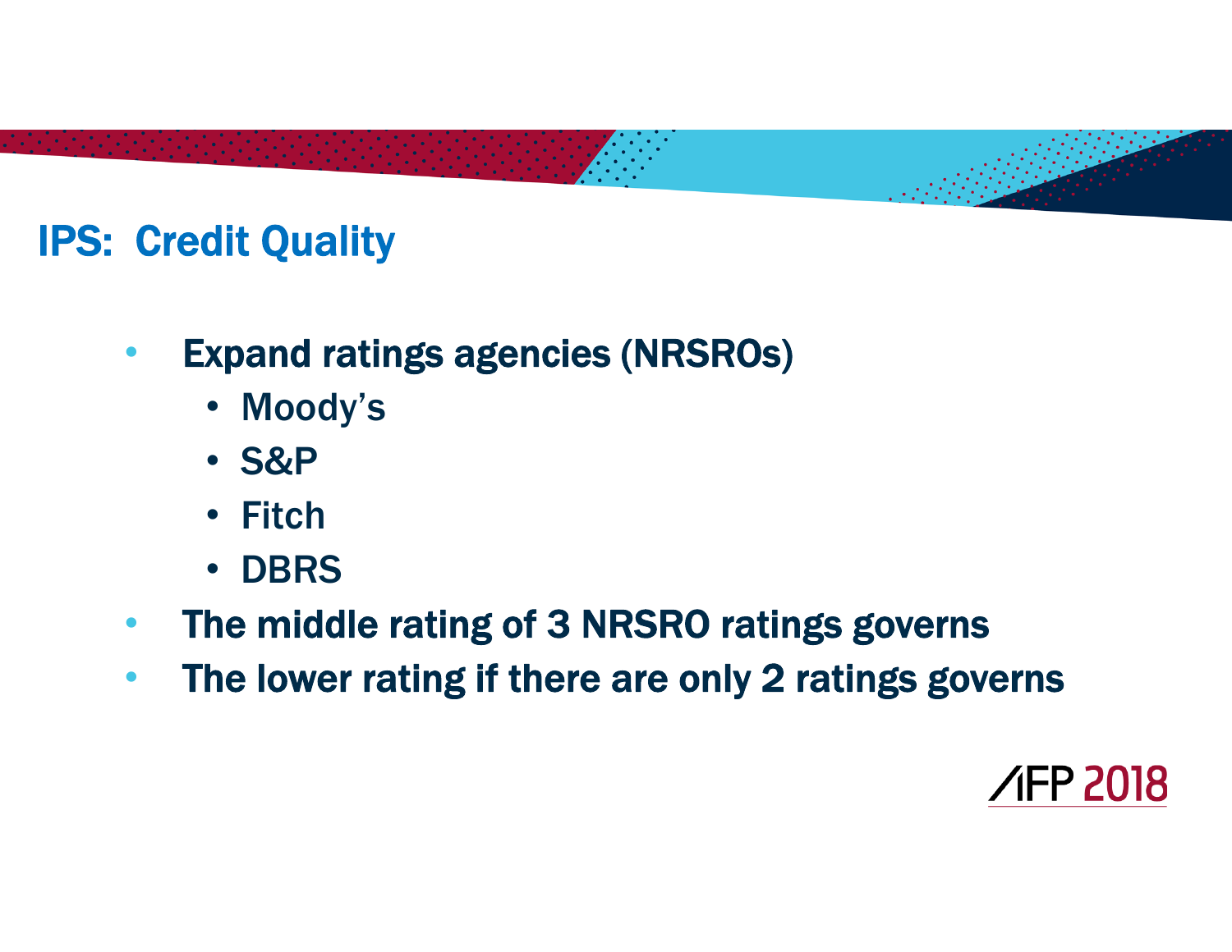# IPS: Credit Quality

- **Expand ratings agencies (NRSROs)**
  - Moody's
  - S&P
  - Fitch
  - DBRS
- **The middle rating of 3 NRSRO ratings governs**
- **The lower rating if there are only 2 ratings governs**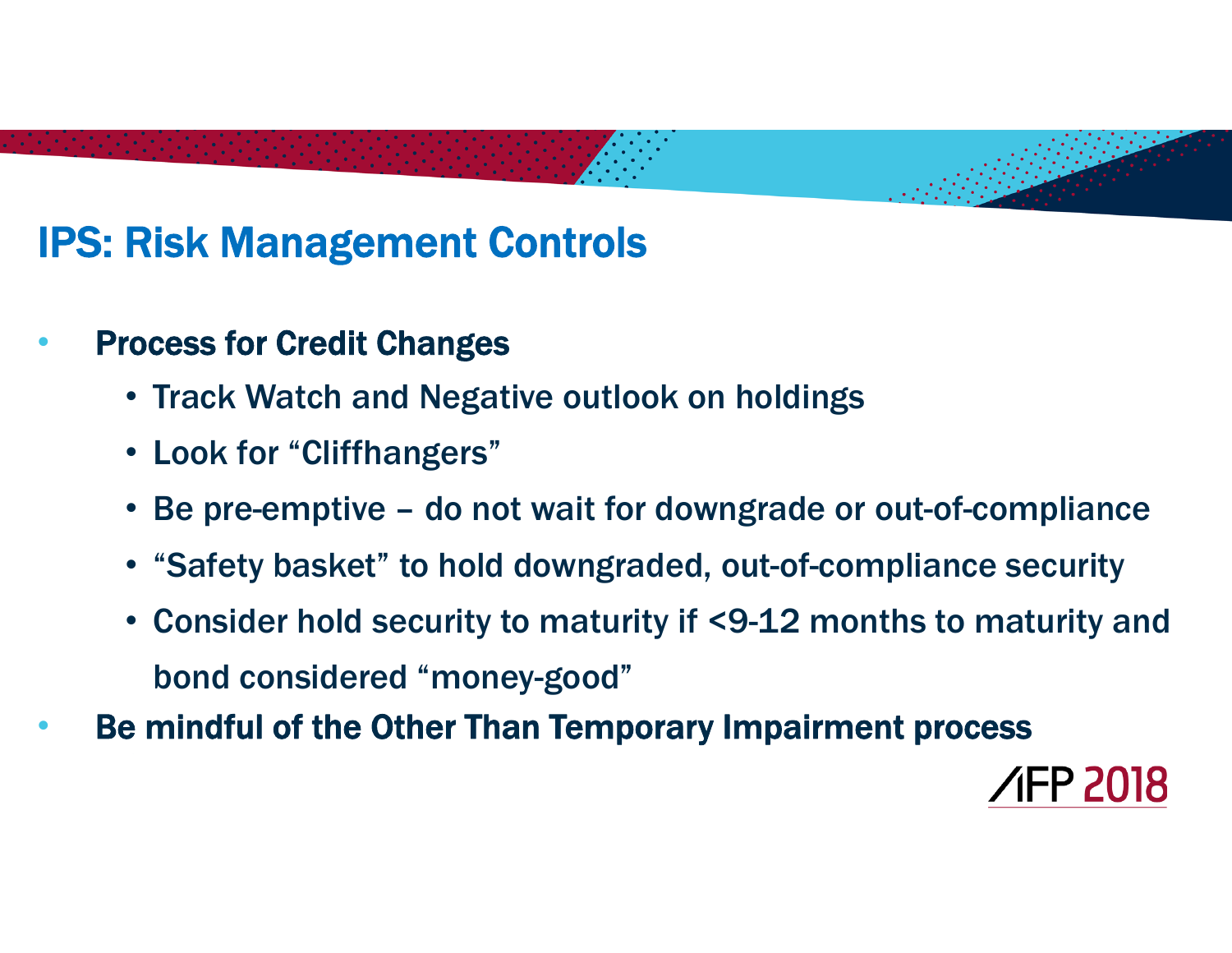## IPS: Risk Management Controls

- **Process for Credit Changes**
  - Track Watch and Negative outlook on holdings
  - Look for "Cliffhangers"
  - Be pre-emptive – do not wait for downgrade or out-of-compliance
  - "Safety basket" to hold downgraded, out-of-compliance security
  - Consider hold security to maturity if <9-12 months to maturity and bond considered "money-good"
- **Be mindful of the Other Than Temporary Impairment process**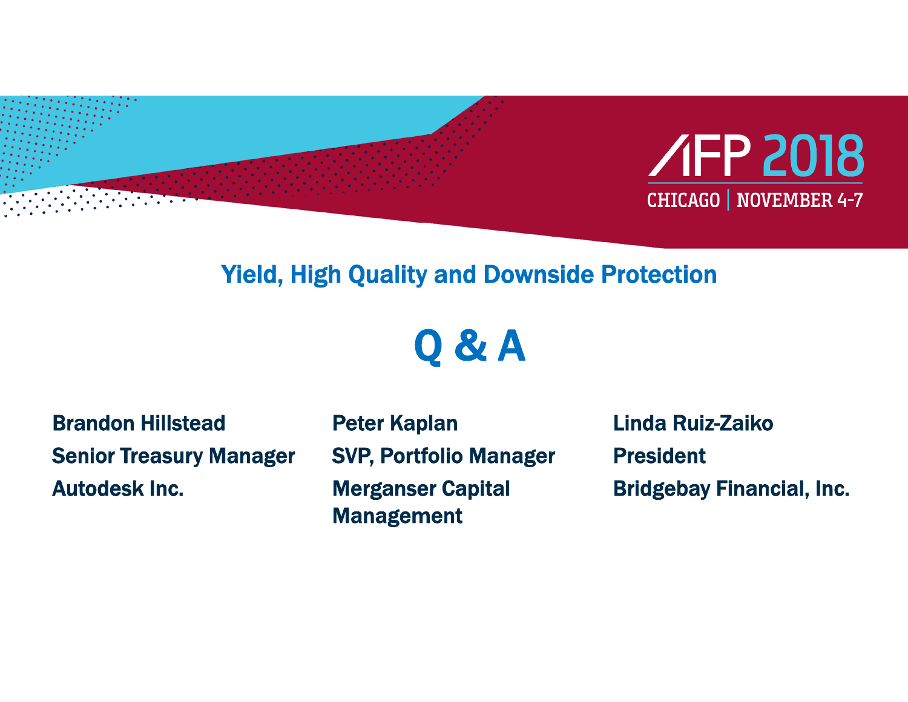AFP 2018

CHICAGO | NOVEMBER 4-7

## Yield, High Quality and Downside Protection

# Q & A

**Brandon Hillstead**
**Senior Treasury Manager**
**Autodesk Inc.**

**Peter Kaplan**
**SVP, Portfolio Manager**
**Merganser Capital Management**

**Linda Ruiz-Zaiko**
**President**
**Bridgebay Financial, Inc.**